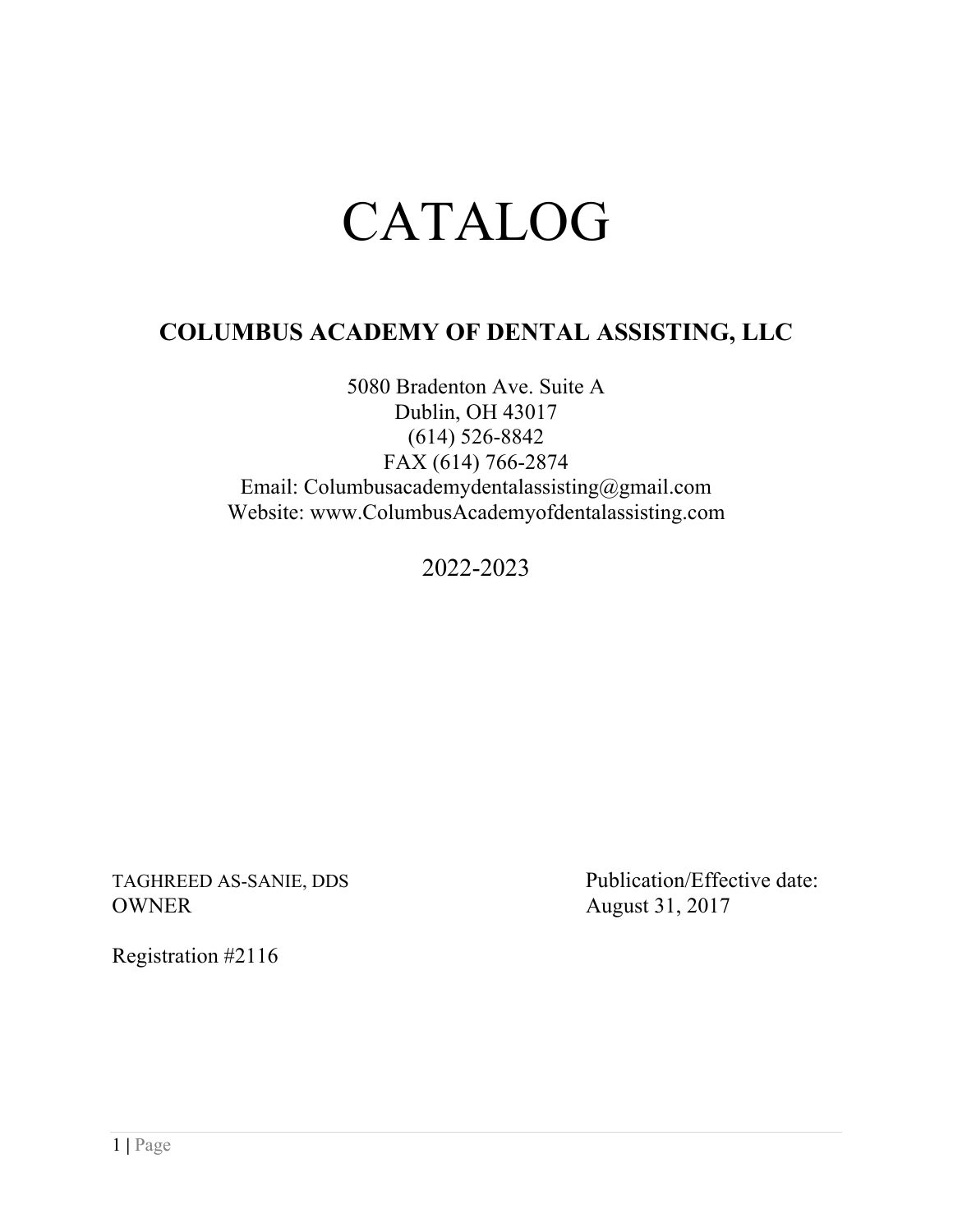# CATALOG

## COLUMBUS ACADEMY OF DENTAL ASSISTING, LLC

5080 Bradenton Ave. Suite A
Dublin, OH 43017
(614) 526-8842
FAX (614) 766-2874
Email: Columbusacademydentalassisting@gmail.com
Website: www.ColumbusAcademyofdentalassisting.com

2022-2023

TAGHREED AS-SANIE, DDS
OWNER

Publication/Effective date:
August 31, 2017

Registration #2116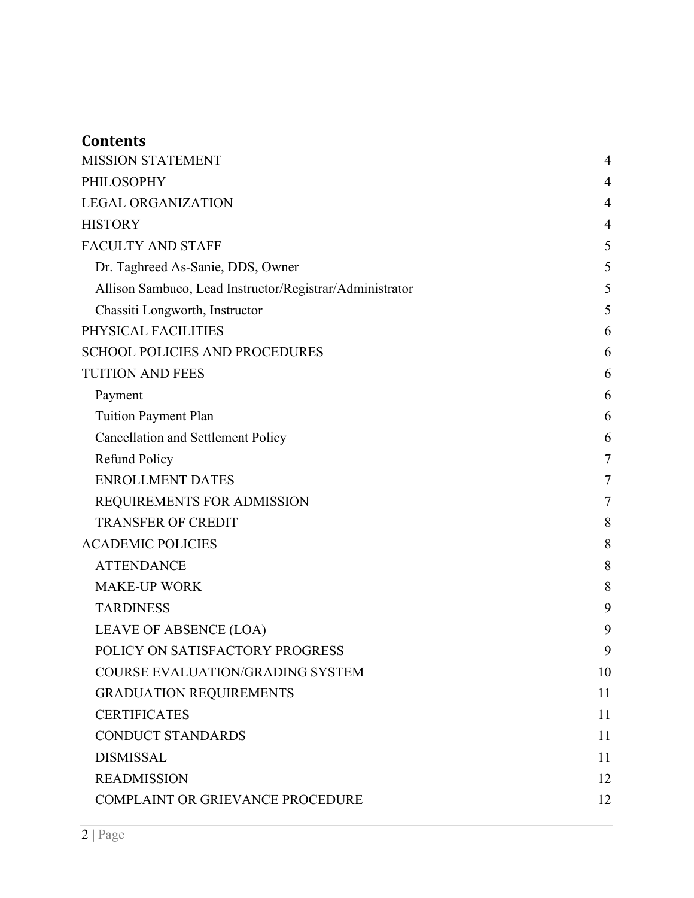## Contents

| | |
|---|---|
| MISSION STATEMENT | 4 |
| PHILOSOPHY | 4 |
| LEGAL ORGANIZATION | 4 |
| HISTORY | 4 |
| FACULTY AND STAFF | 5 |
| Dr. Taghreed As-Sanie, DDS, Owner | 5 |
| Allison Sambuco, Lead Instructor/Registrar/Administrator | 5 |
| Chassiti Longworth, Instructor | 5 |
| PHYSICAL FACILITIES | 6 |
| SCHOOL POLICIES AND PROCEDURES | 6 |
| TUITION AND FEES | 6 |
| Payment | 6 |
| Tuition Payment Plan | 6 |
| Cancellation and Settlement Policy | 6 |
| Refund Policy | 7 |
| ENROLLMENT DATES | 7 |
| REQUIREMENTS FOR ADMISSION | 7 |
| TRANSFER OF CREDIT | 8 |
| ACADEMIC POLICIES | 8 |
| ATTENDANCE | 8 |
| MAKE-UP WORK | 8 |
| TARDINESS | 9 |
| LEAVE OF ABSENCE (LOA) | 9 |
| POLICY ON SATISFACTORY PROGRESS | 9 |
| COURSE EVALUATION/GRADING SYSTEM | 10 |
| GRADUATION REQUIREMENTS | 11 |
| CERTIFICATES | 11 |
| CONDUCT STANDARDS | 11 |
| DISMISSAL | 11 |
| READMISSION | 12 |
| COMPLAINT OR GRIEVANCE PROCEDURE | 12 |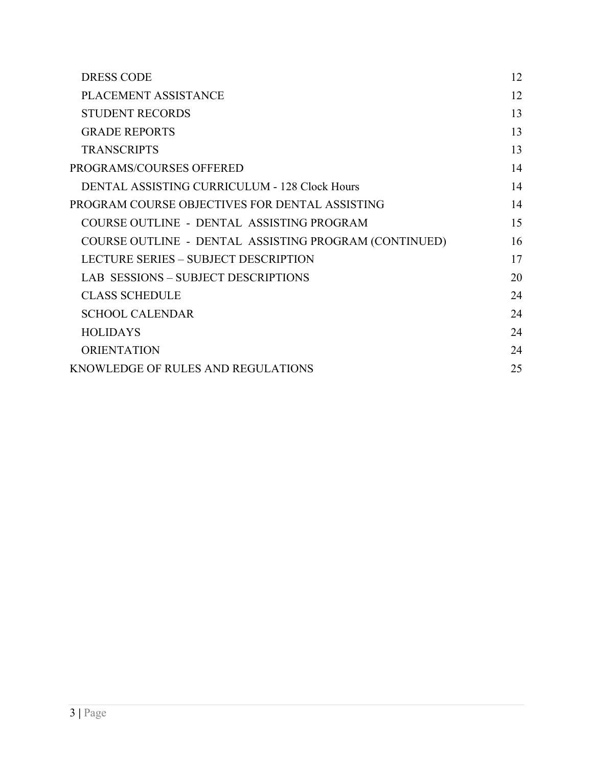| | |
|---|---|
| DRESS CODE | 12 |
| PLACEMENT ASSISTANCE | 12 |
| STUDENT RECORDS | 13 |
| GRADE REPORTS | 13 |
| TRANSCRIPTS | 13 |
| PROGRAMS/COURSES OFFERED | 14 |
| DENTAL ASSISTING CURRICULUM - 128 Clock Hours | 14 |
| PROGRAM COURSE OBJECTIVES FOR DENTAL ASSISTING | 14 |
| COURSE OUTLINE - DENTAL ASSISTING PROGRAM | 15 |
| COURSE OUTLINE - DENTAL ASSISTING PROGRAM (CONTINUED) | 16 |
| LECTURE SERIES – SUBJECT DESCRIPTION | 17 |
| LAB SESSIONS – SUBJECT DESCRIPTIONS | 20 |
| CLASS SCHEDULE | 24 |
| SCHOOL CALENDAR | 24 |
| HOLIDAYS | 24 |
| ORIENTATION | 24 |
| KNOWLEDGE OF RULES AND REGULATIONS | 25 |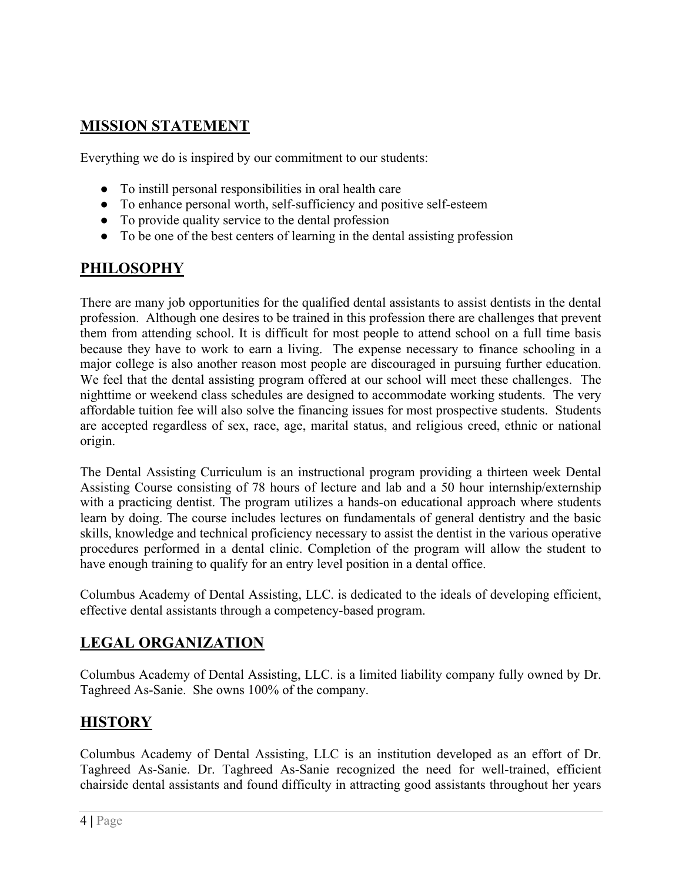## MISSION STATEMENT

Everything we do is inspired by our commitment to our students:

- To instill personal responsibilities in oral health care
- To enhance personal worth, self-sufficiency and positive self-esteem
- To provide quality service to the dental profession
- To be one of the best centers of learning in the dental assisting profession

## PHILOSOPHY

There are many job opportunities for the qualified dental assistants to assist dentists in the dental profession. Although one desires to be trained in this profession there are challenges that prevent them from attending school. It is difficult for most people to attend school on a full time basis because they have to work to earn a living. The expense necessary to finance schooling in a major college is also another reason most people are discouraged in pursuing further education. We feel that the dental assisting program offered at our school will meet these challenges. The nighttime or weekend class schedules are designed to accommodate working students. The very affordable tuition fee will also solve the financing issues for most prospective students. Students are accepted regardless of sex, race, age, marital status, and religious creed, ethnic or national origin.

The Dental Assisting Curriculum is an instructional program providing a thirteen week Dental Assisting Course consisting of 78 hours of lecture and lab and a 50 hour internship/externship with a practicing dentist. The program utilizes a hands-on educational approach where students learn by doing. The course includes lectures on fundamentals of general dentistry and the basic skills, knowledge and technical proficiency necessary to assist the dentist in the various operative procedures performed in a dental clinic. Completion of the program will allow the student to have enough training to qualify for an entry level position in a dental office.

Columbus Academy of Dental Assisting, LLC. is dedicated to the ideals of developing efficient, effective dental assistants through a competency-based program.

## LEGAL ORGANIZATION

Columbus Academy of Dental Assisting, LLC. is a limited liability company fully owned by Dr. Taghreed As-Sanie. She owns 100% of the company.

## HISTORY

Columbus Academy of Dental Assisting, LLC is an institution developed as an effort of Dr. Taghreed As-Sanie. Dr. Taghreed As-Sanie recognized the need for well-trained, efficient chairside dental assistants and found difficulty in attracting good assistants throughout her years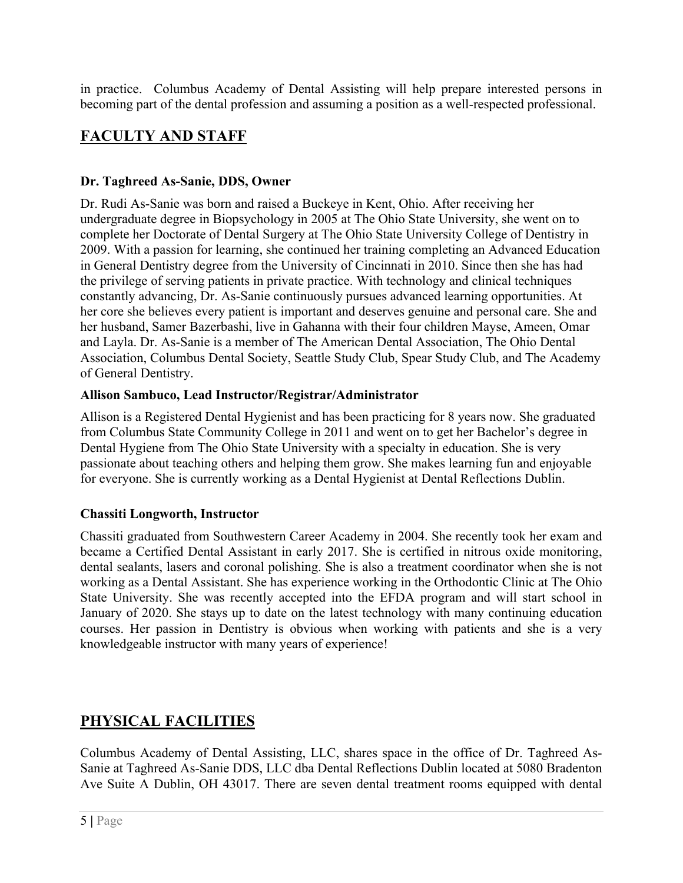in practice. Columbus Academy of Dental Assisting will help prepare interested persons in becoming part of the dental profession and assuming a position as a well-respected professional.

## FACULTY AND STAFF

**Dr. Taghreed As-Sanie, DDS, Owner**

Dr. Rudi As-Sanie was born and raised a Buckeye in Kent, Ohio. After receiving her undergraduate degree in Biopsychology in 2005 at The Ohio State University, she went on to complete her Doctorate of Dental Surgery at The Ohio State University College of Dentistry in 2009. With a passion for learning, she continued her training completing an Advanced Education in General Dentistry degree from the University of Cincinnati in 2010. Since then she has had the privilege of serving patients in private practice. With technology and clinical techniques constantly advancing, Dr. As-Sanie continuously pursues advanced learning opportunities. At her core she believes every patient is important and deserves genuine and personal care. She and her husband, Samer Bazerbashi, live in Gahanna with their four children Mayse, Ameen, Omar and Layla. Dr. As-Sanie is a member of The American Dental Association, The Ohio Dental Association, Columbus Dental Society, Seattle Study Club, Spear Study Club, and The Academy of General Dentistry.

**Allison Sambuco, Lead Instructor/Registrar/Administrator**

Allison is a Registered Dental Hygienist and has been practicing for 8 years now. She graduated from Columbus State Community College in 2011 and went on to get her Bachelor's degree in Dental Hygiene from The Ohio State University with a specialty in education. She is very passionate about teaching others and helping them grow. She makes learning fun and enjoyable for everyone. She is currently working as a Dental Hygienist at Dental Reflections Dublin.

**Chassiti Longworth, Instructor**

Chassiti graduated from Southwestern Career Academy in 2004. She recently took her exam and became a Certified Dental Assistant in early 2017. She is certified in nitrous oxide monitoring, dental sealants, lasers and coronal polishing. She is also a treatment coordinator when she is not working as a Dental Assistant. She has experience working in the Orthodontic Clinic at The Ohio State University. She was recently accepted into the EFDA program and will start school in January of 2020. She stays up to date on the latest technology with many continuing education courses. Her passion in Dentistry is obvious when working with patients and she is a very knowledgeable instructor with many years of experience!

## PHYSICAL FACILITIES

Columbus Academy of Dental Assisting, LLC, shares space in the office of Dr. Taghreed As-Sanie at Taghreed As-Sanie DDS, LLC dba Dental Reflections Dublin located at 5080 Bradenton Ave Suite A Dublin, OH 43017. There are seven dental treatment rooms equipped with dental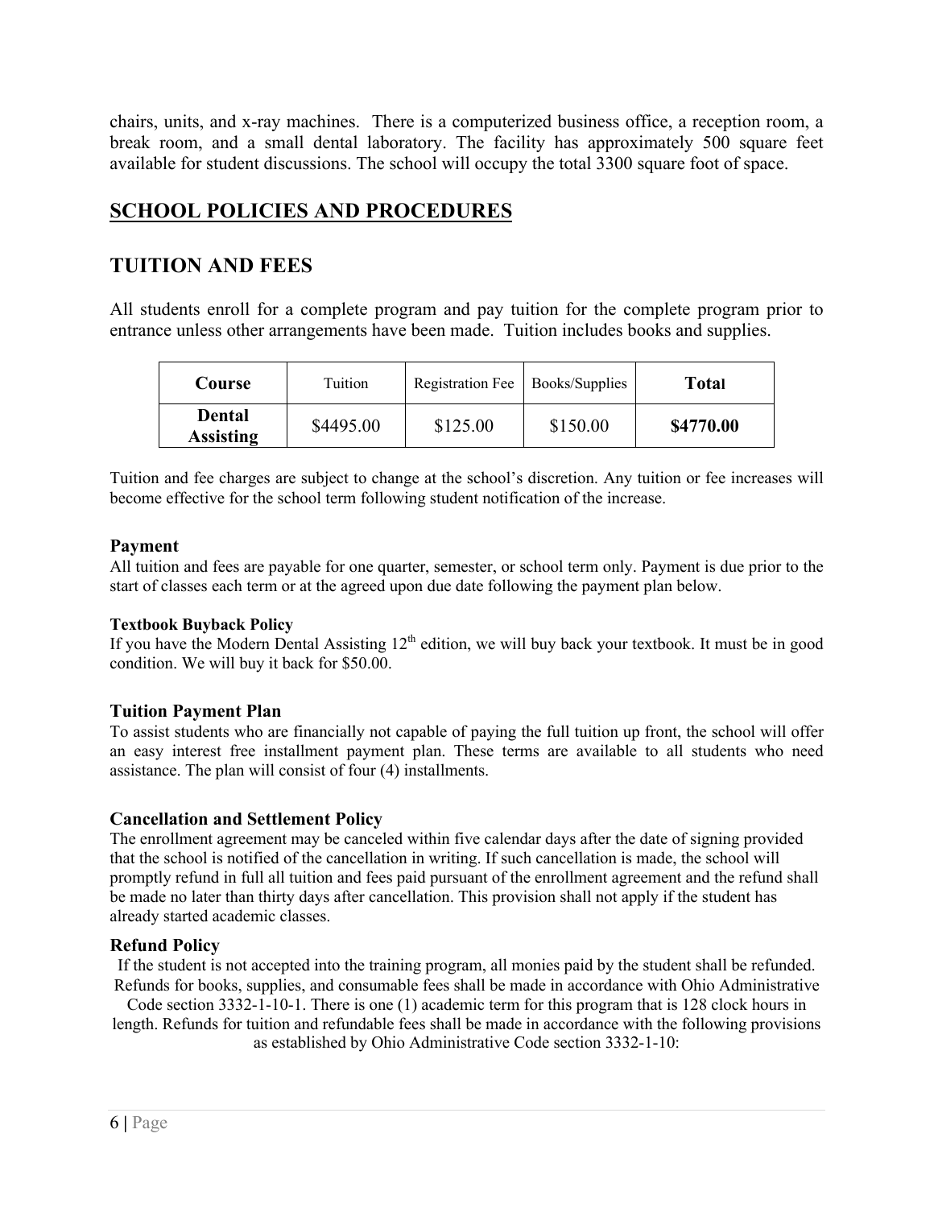chairs, units, and x-ray machines. There is a computerized business office, a reception room, a break room, and a small dental laboratory. The facility has approximately 500 square feet available for student discussions. The school will occupy the total 3300 square foot of space.

# SCHOOL POLICIES AND PROCEDURES

## TUITION AND FEES

All students enroll for a complete program and pay tuition for the complete program prior to entrance unless other arrangements have been made. Tuition includes books and supplies.

| Course | Tuition | Registration Fee | Books/Supplies | Total |
|---|---|---|---|---|
| **Dental Assisting** | $4495.00 | $125.00 | $150.00 | **$4770.00** |

Tuition and fee charges are subject to change at the school's discretion. Any tuition or fee increases will become effective for the school term following student notification of the increase.

### Payment

All tuition and fees are payable for one quarter, semester, or school term only. Payment is due prior to the start of classes each term or at the agreed upon due date following the payment plan below.

#### Textbook Buyback Policy

If you have the Modern Dental Assisting 12th edition, we will buy back your textbook. It must be in good condition. We will buy it back for $50.00.

### Tuition Payment Plan

To assist students who are financially not capable of paying the full tuition up front, the school will offer an easy interest free installment payment plan. These terms are available to all students who need assistance. The plan will consist of four (4) installments.

### Cancellation and Settlement Policy

The enrollment agreement may be canceled within five calendar days after the date of signing provided that the school is notified of the cancellation in writing. If such cancellation is made, the school will promptly refund in full all tuition and fees paid pursuant of the enrollment agreement and the refund shall be made no later than thirty days after cancellation. This provision shall not apply if the student has already started academic classes.

### Refund Policy

If the student is not accepted into the training program, all monies paid by the student shall be refunded. Refunds for books, supplies, and consumable fees shall be made in accordance with Ohio Administrative Code section 3332-1-10-1. There is one (1) academic term for this program that is 128 clock hours in length. Refunds for tuition and refundable fees shall be made in accordance with the following provisions as established by Ohio Administrative Code section 3332-1-10: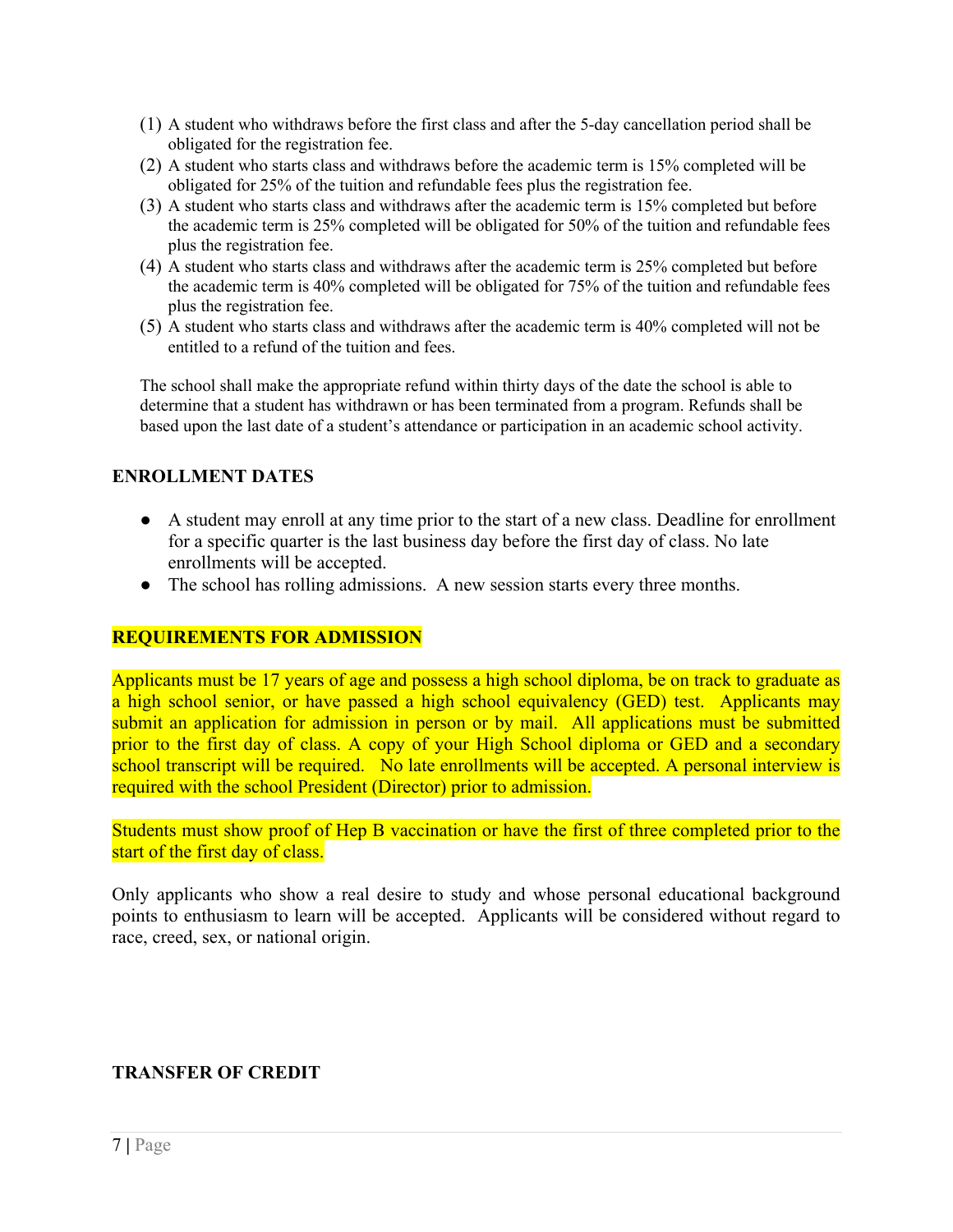(1) A student who withdraws before the first class and after the 5-day cancellation period shall be obligated for the registration fee.
(2) A student who starts class and withdraws before the academic term is 15% completed will be obligated for 25% of the tuition and refundable fees plus the registration fee.
(3) A student who starts class and withdraws after the academic term is 15% completed but before the academic term is 25% completed will be obligated for 50% of the tuition and refundable fees plus the registration fee.
(4) A student who starts class and withdraws after the academic term is 25% completed but before the academic term is 40% completed will be obligated for 75% of the tuition and refundable fees plus the registration fee.
(5) A student who starts class and withdraws after the academic term is 40% completed will not be entitled to a refund of the tuition and fees.

The school shall make the appropriate refund within thirty days of the date the school is able to determine that a student has withdrawn or has been terminated from a program. Refunds shall be based upon the last date of a student's attendance or participation in an academic school activity.

**ENROLLMENT DATES**

- A student may enroll at any time prior to the start of a new class. Deadline for enrollment for a specific quarter is the last business day before the first day of class. No late enrollments will be accepted.
- The school has rolling admissions. A new session starts every three months.

**REQUIREMENTS FOR ADMISSION**

Applicants must be 17 years of age and possess a high school diploma, be on track to graduate as a high school senior, or have passed a high school equivalency (GED) test. Applicants may submit an application for admission in person or by mail. All applications must be submitted prior to the first day of class. A copy of your High School diploma or GED and a secondary school transcript will be required. No late enrollments will be accepted. A personal interview is required with the school President (Director) prior to admission.

Students must show proof of Hep B vaccination or have the first of three completed prior to the start of the first day of class.

Only applicants who show a real desire to study and whose personal educational background points to enthusiasm to learn will be accepted. Applicants will be considered without regard to race, creed, sex, or national origin.

**TRANSFER OF CREDIT**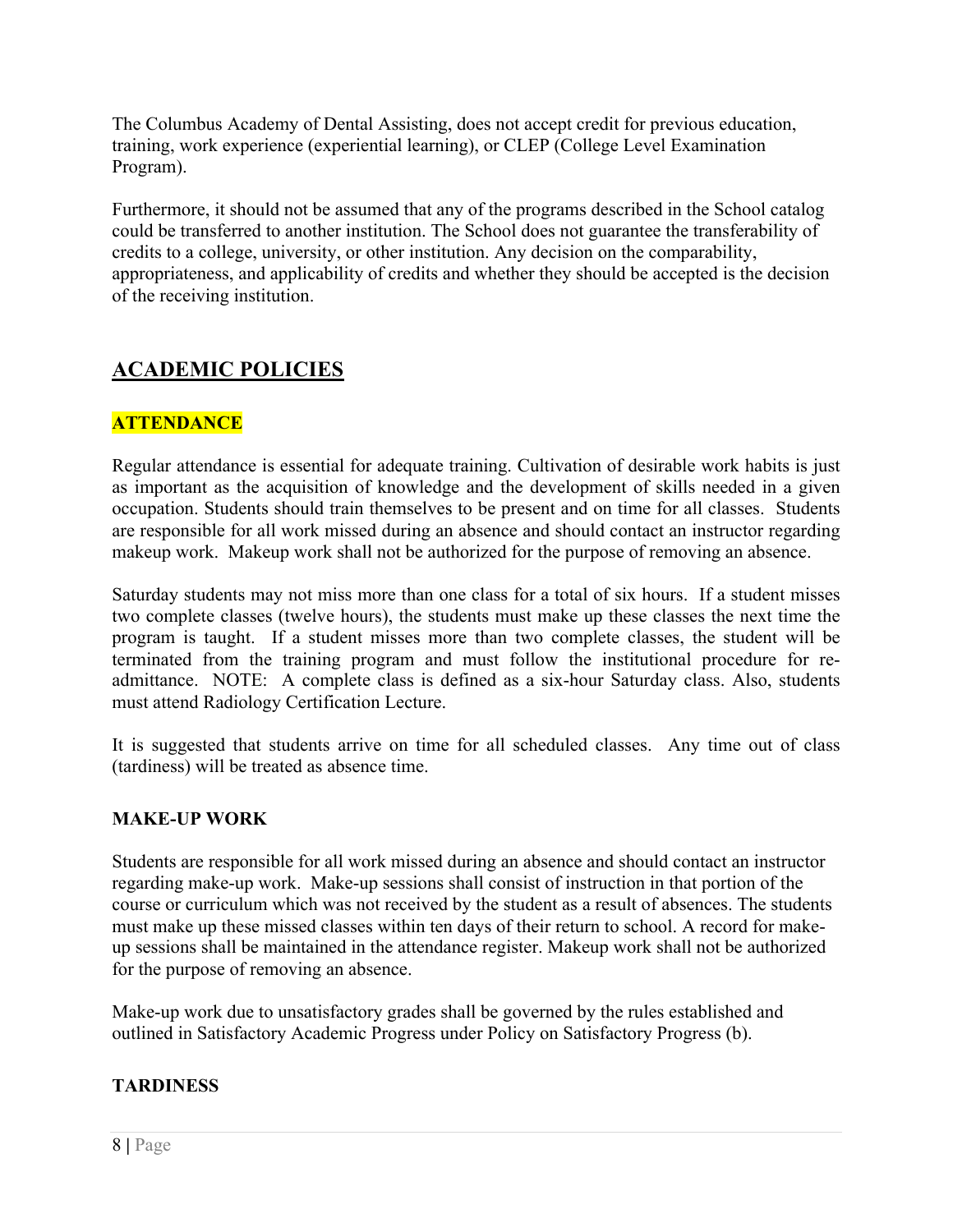The Columbus Academy of Dental Assisting, does not accept credit for previous education, training, work experience (experiential learning), or CLEP (College Level Examination Program).

Furthermore, it should not be assumed that any of the programs described in the School catalog could be transferred to another institution. The School does not guarantee the transferability of credits to a college, university, or other institution. Any decision on the comparability, appropriateness, and applicability of credits and whether they should be accepted is the decision of the receiving institution.

## ACADEMIC POLICIES

### ATTENDANCE

Regular attendance is essential for adequate training. Cultivation of desirable work habits is just as important as the acquisition of knowledge and the development of skills needed in a given occupation. Students should train themselves to be present and on time for all classes. Students are responsible for all work missed during an absence and should contact an instructor regarding makeup work. Makeup work shall not be authorized for the purpose of removing an absence.

Saturday students may not miss more than one class for a total of six hours. If a student misses two complete classes (twelve hours), the students must make up these classes the next time the program is taught. If a student misses more than two complete classes, the student will be terminated from the training program and must follow the institutional procedure for re-admittance. NOTE: A complete class is defined as a six-hour Saturday class. Also, students must attend Radiology Certification Lecture.

It is suggested that students arrive on time for all scheduled classes. Any time out of class (tardiness) will be treated as absence time.

### MAKE-UP WORK

Students are responsible for all work missed during an absence and should contact an instructor regarding make-up work. Make-up sessions shall consist of instruction in that portion of the course or curriculum which was not received by the student as a result of absences. The students must make up these missed classes within ten days of their return to school. A record for make-up sessions shall be maintained in the attendance register. Makeup work shall not be authorized for the purpose of removing an absence.

Make-up work due to unsatisfactory grades shall be governed by the rules established and outlined in Satisfactory Academic Progress under Policy on Satisfactory Progress (b).

### TARDINESS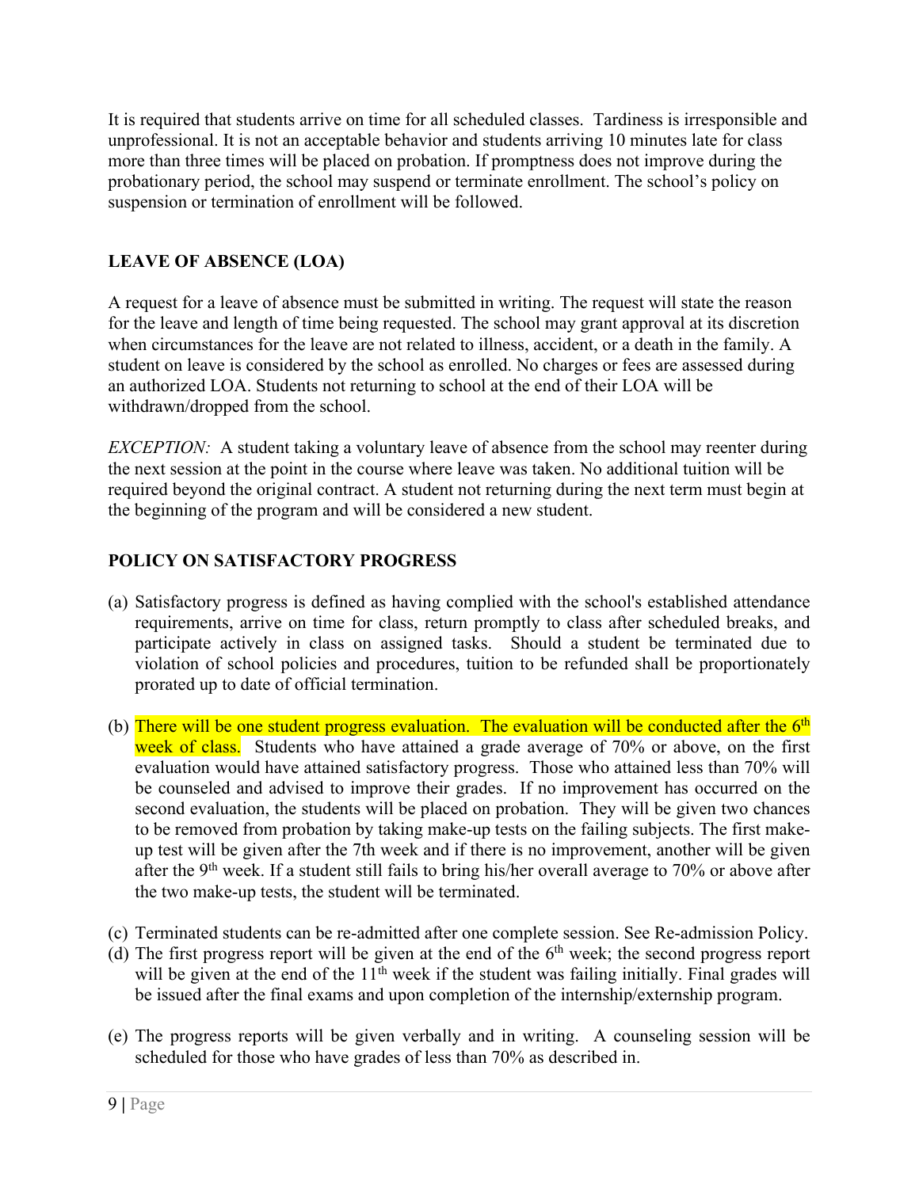It is required that students arrive on time for all scheduled classes. Tardiness is irresponsible and unprofessional. It is not an acceptable behavior and students arriving 10 minutes late for class more than three times will be placed on probation. If promptness does not improve during the probationary period, the school may suspend or terminate enrollment. The school's policy on suspension or termination of enrollment will be followed.

**LEAVE OF ABSENCE (LOA)**

A request for a leave of absence must be submitted in writing. The request will state the reason for the leave and length of time being requested. The school may grant approval at its discretion when circumstances for the leave are not related to illness, accident, or a death in the family. A student on leave is considered by the school as enrolled. No charges or fees are assessed during an authorized LOA. Students not returning to school at the end of their LOA will be withdrawn/dropped from the school.

*EXCEPTION:* A student taking a voluntary leave of absence from the school may reenter during the next session at the point in the course where leave was taken. No additional tuition will be required beyond the original contract. A student not returning during the next term must begin at the beginning of the program and will be considered a new student.

**POLICY ON SATISFACTORY PROGRESS**

(a) Satisfactory progress is defined as having complied with the school's established attendance requirements, arrive on time for class, return promptly to class after scheduled breaks, and participate actively in class on assigned tasks. Should a student be terminated due to violation of school policies and procedures, tuition to be refunded shall be proportionately prorated up to date of official termination.

(b) There will be one student progress evaluation. The evaluation will be conducted after the 6th week of class. Students who have attained a grade average of 70% or above, on the first evaluation would have attained satisfactory progress. Those who attained less than 70% will be counseled and advised to improve their grades. If no improvement has occurred on the second evaluation, the students will be placed on probation. They will be given two chances to be removed from probation by taking make-up tests on the failing subjects. The first make-up test will be given after the 7th week and if there is no improvement, another will be given after the 9th week. If a student still fails to bring his/her overall average to 70% or above after the two make-up tests, the student will be terminated.

(c) Terminated students can be re-admitted after one complete session. See Re-admission Policy.

(d) The first progress report will be given at the end of the 6th week; the second progress report will be given at the end of the 11th week if the student was failing initially. Final grades will be issued after the final exams and upon completion of the internship/externship program.

(e) The progress reports will be given verbally and in writing. A counseling session will be scheduled for those who have grades of less than 70% as described in.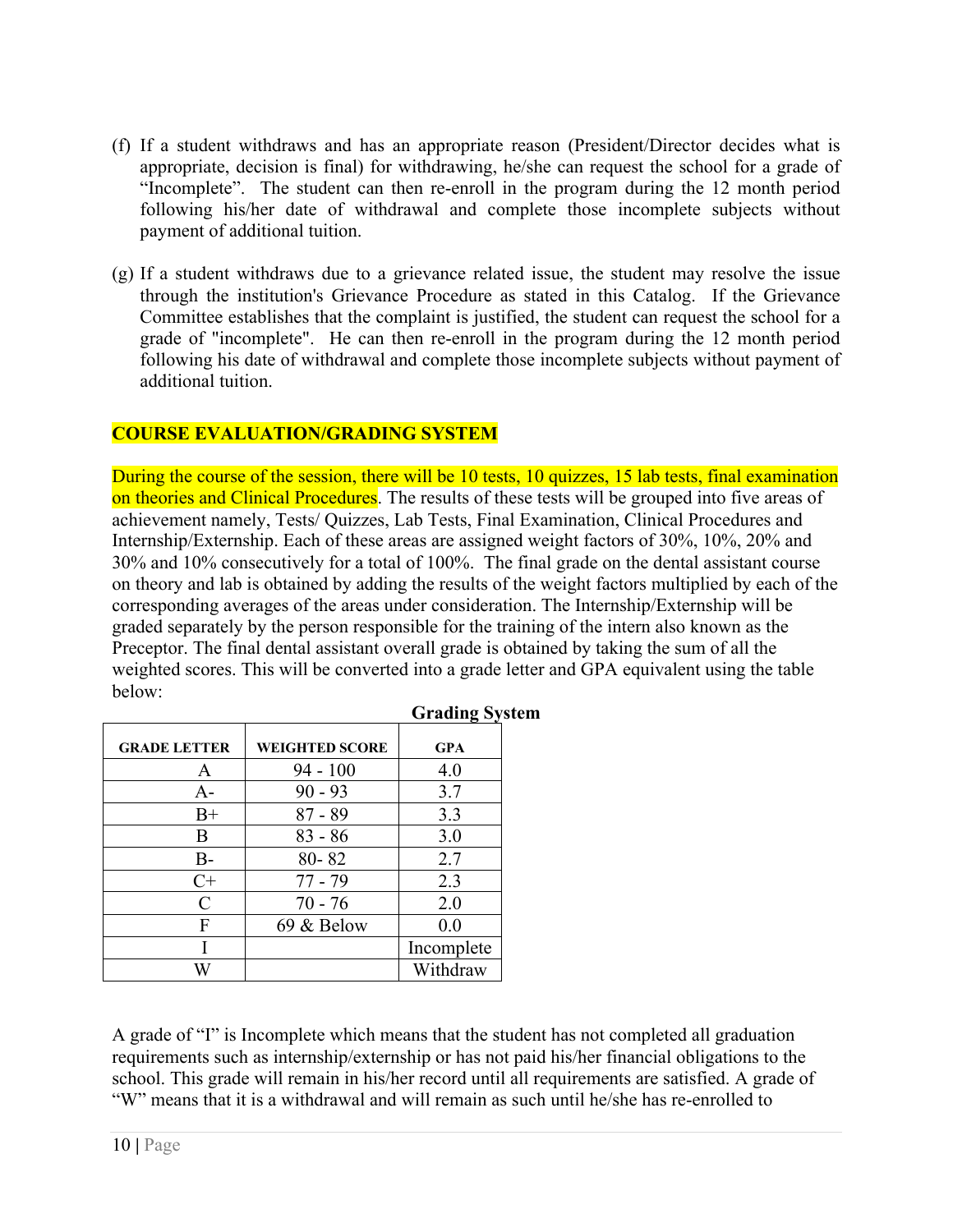(f) If a student withdraws and has an appropriate reason (President/Director decides what is appropriate, decision is final) for withdrawing, he/she can request the school for a grade of "Incomplete". The student can then re-enroll in the program during the 12 month period following his/her date of withdrawal and complete those incomplete subjects without payment of additional tuition.

(g) If a student withdraws due to a grievance related issue, the student may resolve the issue through the institution's Grievance Procedure as stated in this Catalog. If the Grievance Committee establishes that the complaint is justified, the student can request the school for a grade of "incomplete". He can then re-enroll in the program during the 12 month period following his date of withdrawal and complete those incomplete subjects without payment of additional tuition.

## COURSE EVALUATION/GRADING SYSTEM

During the course of the session, there will be 10 tests, 10 quizzes, 15 lab tests, final examination on theories and Clinical Procedures. The results of these tests will be grouped into five areas of achievement namely, Tests/ Quizzes, Lab Tests, Final Examination, Clinical Procedures and Internship/Externship. Each of these areas are assigned weight factors of 30%, 10%, 20% and 30% and 10% consecutively for a total of 100%. The final grade on the dental assistant course on theory and lab is obtained by adding the results of the weight factors multiplied by each of the corresponding averages of the areas under consideration. The Internship/Externship will be graded separately by the person responsible for the training of the intern also known as the Preceptor. The final dental assistant overall grade is obtained by taking the sum of all the weighted scores. This will be converted into a grade letter and GPA equivalent using the table below:

**Grading System**

| GRADE LETTER | WEIGHTED SCORE | GPA |
|---|---|---|
| A | 94 - 100 | 4.0 |
| A- | 90 - 93 | 3.7 |
| B+ | 87 - 89 | 3.3 |
| B | 83 - 86 | 3.0 |
| B- | 80- 82 | 2.7 |
| C+ | 77 - 79 | 2.3 |
| C | 70 - 76 | 2.0 |
| F | 69 & Below | 0.0 |
| I | | Incomplete |
| W | | Withdraw |

A grade of "I" is Incomplete which means that the student has not completed all graduation requirements such as internship/externship or has not paid his/her financial obligations to the school. This grade will remain in his/her record until all requirements are satisfied. A grade of "W" means that it is a withdrawal and will remain as such until he/she has re-enrolled to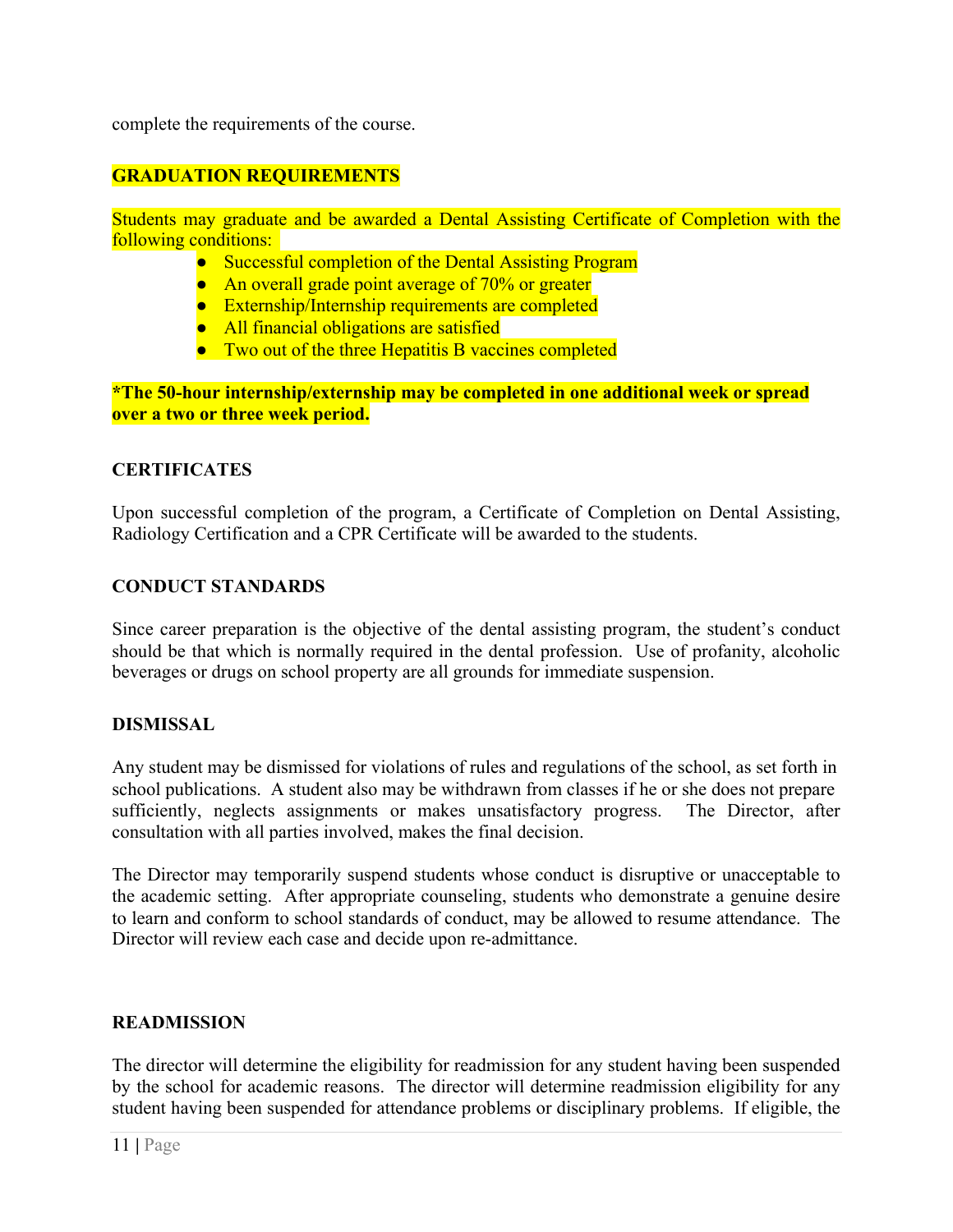complete the requirements of the course.

## GRADUATION REQUIREMENTS

Students may graduate and be awarded a Dental Assisting Certificate of Completion with the following conditions:

- Successful completion of the Dental Assisting Program
- An overall grade point average of 70% or greater
- Externship/Internship requirements are completed
- All financial obligations are satisfied
- Two out of the three Hepatitis B vaccines completed

**\*The 50-hour internship/externship may be completed in one additional week or spread over a two or three week period.**

## CERTIFICATES

Upon successful completion of the program, a Certificate of Completion on Dental Assisting, Radiology Certification and a CPR Certificate will be awarded to the students.

## CONDUCT STANDARDS

Since career preparation is the objective of the dental assisting program, the student's conduct should be that which is normally required in the dental profession. Use of profanity, alcoholic beverages or drugs on school property are all grounds for immediate suspension.

## DISMISSAL

Any student may be dismissed for violations of rules and regulations of the school, as set forth in school publications. A student also may be withdrawn from classes if he or she does not prepare sufficiently, neglects assignments or makes unsatisfactory progress. The Director, after consultation with all parties involved, makes the final decision.

The Director may temporarily suspend students whose conduct is disruptive or unacceptable to the academic setting. After appropriate counseling, students who demonstrate a genuine desire to learn and conform to school standards of conduct, may be allowed to resume attendance. The Director will review each case and decide upon re-admittance.

## READMISSION

The director will determine the eligibility for readmission for any student having been suspended by the school for academic reasons. The director will determine readmission eligibility for any student having been suspended for attendance problems or disciplinary problems. If eligible, the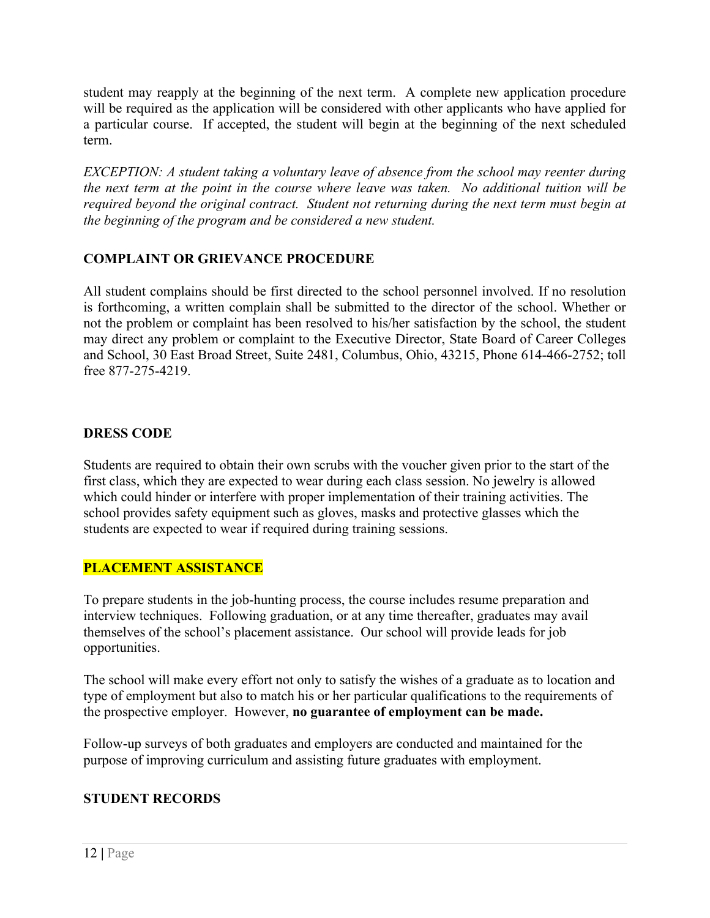student may reapply at the beginning of the next term. A complete new application procedure will be required as the application will be considered with other applicants who have applied for a particular course. If accepted, the student will begin at the beginning of the next scheduled term.

*EXCEPTION: A student taking a voluntary leave of absence from the school may reenter during the next term at the point in the course where leave was taken. No additional tuition will be required beyond the original contract. Student not returning during the next term must begin at the beginning of the program and be considered a new student.*

## COMPLAINT OR GRIEVANCE PROCEDURE

All student complains should be first directed to the school personnel involved. If no resolution is forthcoming, a written complain shall be submitted to the director of the school. Whether or not the problem or complaint has been resolved to his/her satisfaction by the school, the student may direct any problem or complaint to the Executive Director, State Board of Career Colleges and School, 30 East Broad Street, Suite 2481, Columbus, Ohio, 43215, Phone 614-466-2752; toll free 877-275-4219.

## DRESS CODE

Students are required to obtain their own scrubs with the voucher given prior to the start of the first class, which they are expected to wear during each class session. No jewelry is allowed which could hinder or interfere with proper implementation of their training activities. The school provides safety equipment such as gloves, masks and protective glasses which the students are expected to wear if required during training sessions.

## PLACEMENT ASSISTANCE

To prepare students in the job-hunting process, the course includes resume preparation and interview techniques. Following graduation, or at any time thereafter, graduates may avail themselves of the school's placement assistance. Our school will provide leads for job opportunities.

The school will make every effort not only to satisfy the wishes of a graduate as to location and type of employment but also to match his or her particular qualifications to the requirements of the prospective employer. However, **no guarantee of employment can be made.**

Follow-up surveys of both graduates and employers are conducted and maintained for the purpose of improving curriculum and assisting future graduates with employment.

## STUDENT RECORDS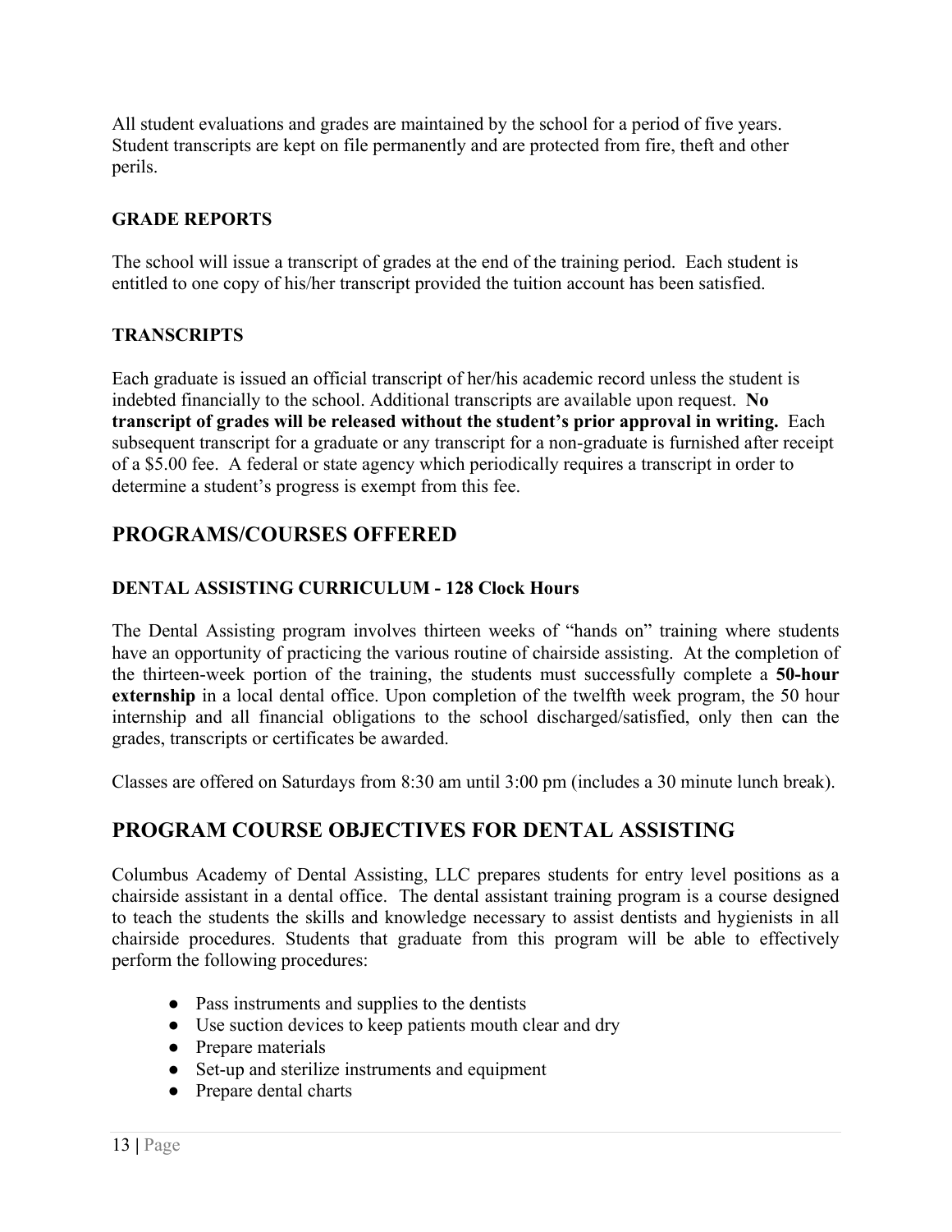All student evaluations and grades are maintained by the school for a period of five years. Student transcripts are kept on file permanently and are protected from fire, theft and other perils.

### GRADE REPORTS

The school will issue a transcript of grades at the end of the training period. Each student is entitled to one copy of his/her transcript provided the tuition account has been satisfied.

### TRANSCRIPTS

Each graduate is issued an official transcript of her/his academic record unless the student is indebted financially to the school. Additional transcripts are available upon request. **No transcript of grades will be released without the student's prior approval in writing.** Each subsequent transcript for a graduate or any transcript for a non-graduate is furnished after receipt of a $5.00 fee. A federal or state agency which periodically requires a transcript in order to determine a student's progress is exempt from this fee.

## PROGRAMS/COURSES OFFERED

### DENTAL ASSISTING CURRICULUM - 128 Clock Hours

The Dental Assisting program involves thirteen weeks of "hands on" training where students have an opportunity of practicing the various routine of chairside assisting. At the completion of the thirteen-week portion of the training, the students must successfully complete a **50-hour externship** in a local dental office. Upon completion of the twelfth week program, the 50 hour internship and all financial obligations to the school discharged/satisfied, only then can the grades, transcripts or certificates be awarded.

Classes are offered on Saturdays from 8:30 am until 3:00 pm (includes a 30 minute lunch break).

## PROGRAM COURSE OBJECTIVES FOR DENTAL ASSISTING

Columbus Academy of Dental Assisting, LLC prepares students for entry level positions as a chairside assistant in a dental office. The dental assistant training program is a course designed to teach the students the skills and knowledge necessary to assist dentists and hygienists in all chairside procedures. Students that graduate from this program will be able to effectively perform the following procedures:

- Pass instruments and supplies to the dentists
- Use suction devices to keep patients mouth clear and dry
- Prepare materials
- Set-up and sterilize instruments and equipment
- Prepare dental charts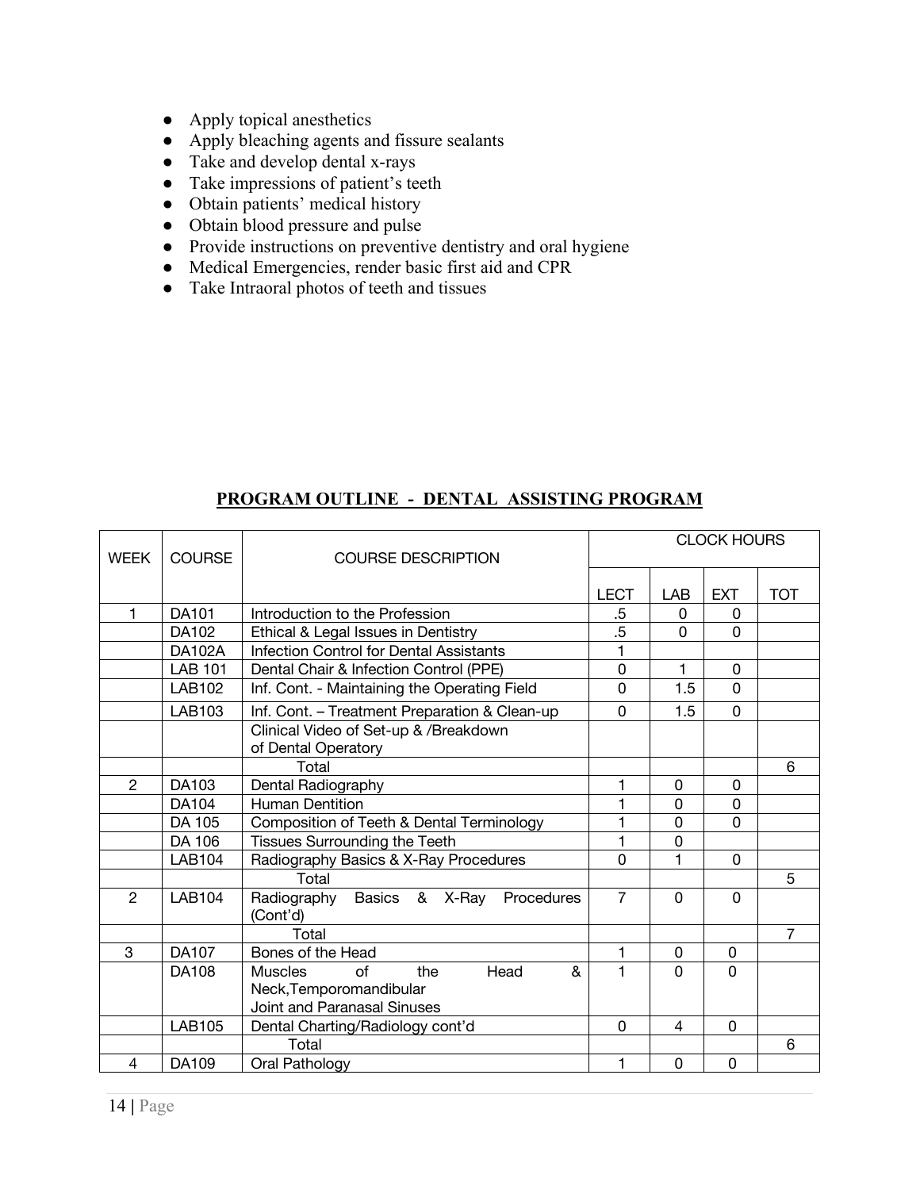- Apply topical anesthetics
- Apply bleaching agents and fissure sealants
- Take and develop dental x-rays
- Take impressions of patient's teeth
- Obtain patients' medical history
- Obtain blood pressure and pulse
- Provide instructions on preventive dentistry and oral hygiene
- Medical Emergencies, render basic first aid and CPR
- Take Intraoral photos of teeth and tissues

## PROGRAM OUTLINE - DENTAL ASSISTING PROGRAM

| WEEK | COURSE | COURSE DESCRIPTION | CLOCK HOURS | | | |
|---|---|---|---|---|---|---|
| | | | LECT | LAB | EXT | TOT |
| 1 | DA101 | Introduction to the Profession | .5 | 0 | 0 | |
| | DA102 | Ethical & Legal Issues in Dentistry | .5 | 0 | 0 | |
| | DA102A | Infection Control for Dental Assistants | 1 | | | |
| | LAB 101 | Dental Chair & Infection Control (PPE) | 0 | 1 | 0 | |
| | LAB102 | Inf. Cont. - Maintaining the Operating Field | 0 | 1.5 | 0 | |
| | LAB103 | Inf. Cont. – Treatment Preparation & Clean-up | 0 | 1.5 | 0 | |
| | | Clinical Video of Set-up & /Breakdown of Dental Operatory | | | | |
| | | Total | | | | 6 |
| 2 | DA103 | Dental Radiography | 1 | 0 | 0 | |
| | DA104 | Human Dentition | 1 | 0 | 0 | |
| | DA 105 | Composition of Teeth & Dental Terminology | 1 | 0 | 0 | |
| | DA 106 | Tissues Surrounding the Teeth | 1 | 0 | | |
| | LAB104 | Radiography Basics & X-Ray Procedures | 0 | 1 | 0 | |
| | | Total | | | | 5 |
| 2 | LAB104 | Radiography Basics & X-Ray Procedures (Cont'd) | 7 | 0 | 0 | |
| | | Total | | | | 7 |
| 3 | DA107 | Bones of the Head | 1 | 0 | 0 | |
| | DA108 | Muscles of the Head & Neck,Temporomandibular Joint and Paranasal Sinuses | 1 | 0 | 0 | |
| | LAB105 | Dental Charting/Radiology cont'd | 0 | 4 | 0 | |
| | | Total | | | | 6 |
| 4 | DA109 | Oral Pathology | 1 | 0 | 0 | |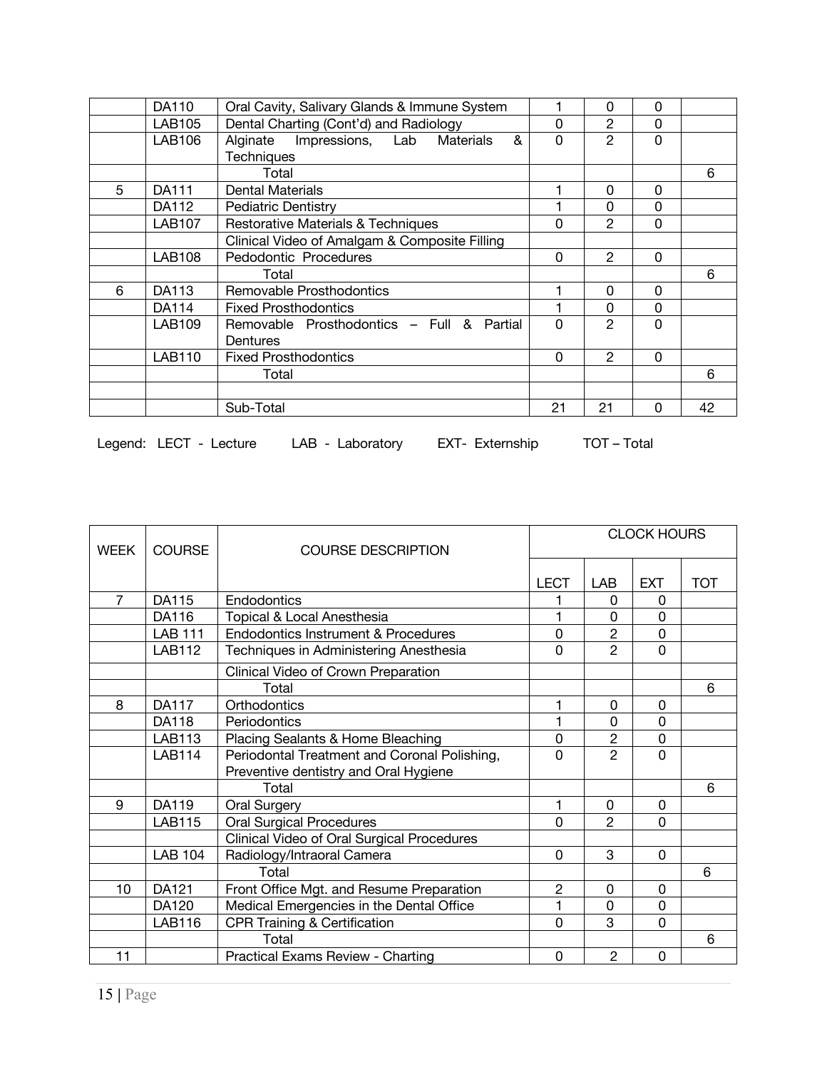| | | | | | | |
|---|---|---|---|---|---|---|
| | DA110 | Oral Cavity, Salivary Glands & Immune System | 1 | 0 | 0 | |
| | LAB105 | Dental Charting (Cont'd) and Radiology | 0 | 2 | 0 | |
| | LAB106 | Alginate Impressions, Lab Materials & Techniques | 0 | 2 | 0 | |
| | | Total | | | | 6 |
| 5 | DA111 | Dental Materials | 1 | 0 | 0 | |
| | DA112 | Pediatric Dentistry | 1 | 0 | 0 | |
| | LAB107 | Restorative Materials & Techniques | 0 | 2 | 0 | |
| | | Clinical Video of Amalgam & Composite Filling | | | | |
| | LAB108 | Pedodontic Procedures | 0 | 2 | 0 | |
| | | Total | | | | 6 |
| 6 | DA113 | Removable Prosthodontics | 1 | 0 | 0 | |
| | DA114 | Fixed Prosthodontics | 1 | 0 | 0 | |
| | LAB109 | Removable Prosthodontics – Full & Partial Dentures | 0 | 2 | 0 | |
| | LAB110 | Fixed Prosthodontics | 0 | 2 | 0 | |
| | | Total | | | | 6 |
| | | | | | | |
| | | Sub-Total | 21 | 21 | 0 | 42 |

Legend: LECT - Lecture LAB - Laboratory EXT- Externship TOT – Total

| WEEK | COURSE | COURSE DESCRIPTION | CLOCK HOURS | | | |
|---|---|---|---|---|---|---|
| | | | LECT | LAB | EXT | TOT |
| 7 | DA115 | Endodontics | 1 | 0 | 0 | |
| | DA116 | Topical & Local Anesthesia | 1 | 0 | 0 | |
| | LAB 111 | Endodontics Instrument & Procedures | 0 | 2 | 0 | |
| | LAB112 | Techniques in Administering Anesthesia | 0 | 2 | 0 | |
| | | Clinical Video of Crown Preparation | | | | |
| | | Total | | | | 6 |
| 8 | DA117 | Orthodontics | 1 | 0 | 0 | |
| | DA118 | Periodontics | 1 | 0 | 0 | |
| | LAB113 | Placing Sealants & Home Bleaching | 0 | 2 | 0 | |
| | LAB114 | Periodontal Treatment and Coronal Polishing, Preventive dentistry and Oral Hygiene | 0 | 2 | 0 | |
| | | Total | | | | 6 |
| 9 | DA119 | Oral Surgery | 1 | 0 | 0 | |
| | LAB115 | Oral Surgical Procedures | 0 | 2 | 0 | |
| | | Clinical Video of Oral Surgical Procedures | | | | |
| | LAB 104 | Radiology/Intraoral Camera | 0 | 3 | 0 | |
| | | Total | | | | 6 |
| 10 | DA121 | Front Office Mgt. and Resume Preparation | 2 | 0 | 0 | |
| | DA120 | Medical Emergencies in the Dental Office | 1 | 0 | 0 | |
| | LAB116 | CPR Training & Certification | 0 | 3 | 0 | |
| | | Total | | | | 6 |
| 11 | | Practical Exams Review - Charting | 0 | 2 | 0 | |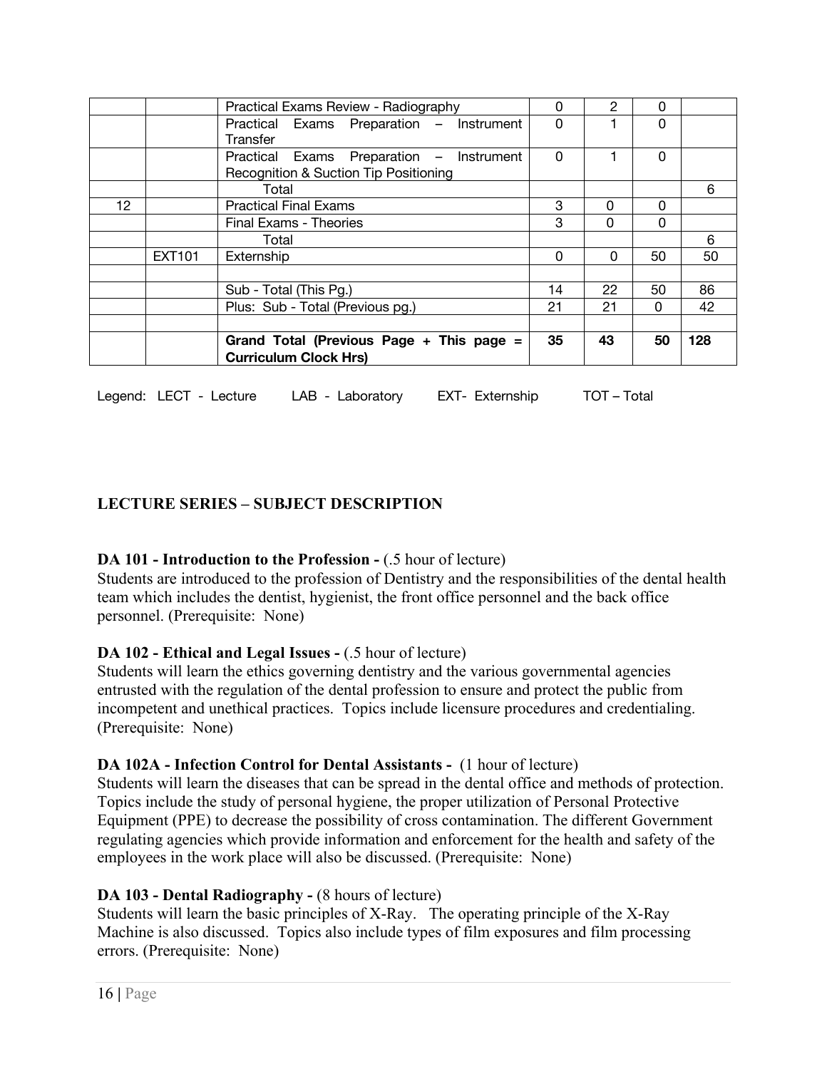|  |  | Practical Exams Review - Radiography | 0 | 2 | 0 |  |
|---|---|---|---|---|---|---|
|  |  | Practical Exams Preparation – Instrument Transfer | 0 | 1 | 0 |  |
|  |  | Practical Exams Preparation – Instrument Recognition & Suction Tip Positioning | 0 | 1 | 0 |  |
|  |  | Total |  |  |  | 6 |
| 12 |  | Practical Final Exams | 3 | 0 | 0 |  |
|  |  | Final Exams - Theories | 3 | 0 | 0 |  |
|  |  | Total |  |  |  | 6 |
|  | EXT101 | Externship | 0 | 0 | 50 | 50 |
|  |  |  |  |  |  |  |
|  |  | Sub - Total (This Pg.) | 14 | 22 | 50 | 86 |
|  |  | Plus: Sub - Total (Previous pg.) | 21 | 21 | 0 | 42 |
|  |  |  |  |  |  |  |
|  |  | **Grand Total (Previous Page + This page = Curriculum Clock Hrs)** | **35** | **43** | **50** | **128** |

Legend: LECT - Lecture LAB - Laboratory EXT- Externship TOT – Total

## LECTURE SERIES – SUBJECT DESCRIPTION

**DA 101 - Introduction to the Profession -** (.5 hour of lecture)
Students are introduced to the profession of Dentistry and the responsibilities of the dental health team which includes the dentist, hygienist, the front office personnel and the back office personnel. (Prerequisite: None)

**DA 102 - Ethical and Legal Issues -** (.5 hour of lecture)
Students will learn the ethics governing dentistry and the various governmental agencies entrusted with the regulation of the dental profession to ensure and protect the public from incompetent and unethical practices. Topics include licensure procedures and credentialing. (Prerequisite: None)

**DA 102A - Infection Control for Dental Assistants -** (1 hour of lecture)
Students will learn the diseases that can be spread in the dental office and methods of protection. Topics include the study of personal hygiene, the proper utilization of Personal Protective Equipment (PPE) to decrease the possibility of cross contamination. The different Government regulating agencies which provide information and enforcement for the health and safety of the employees in the work place will also be discussed. (Prerequisite: None)

**DA 103 - Dental Radiography -** (8 hours of lecture)
Students will learn the basic principles of X-Ray. The operating principle of the X-Ray Machine is also discussed. Topics also include types of film exposures and film processing errors. (Prerequisite: None)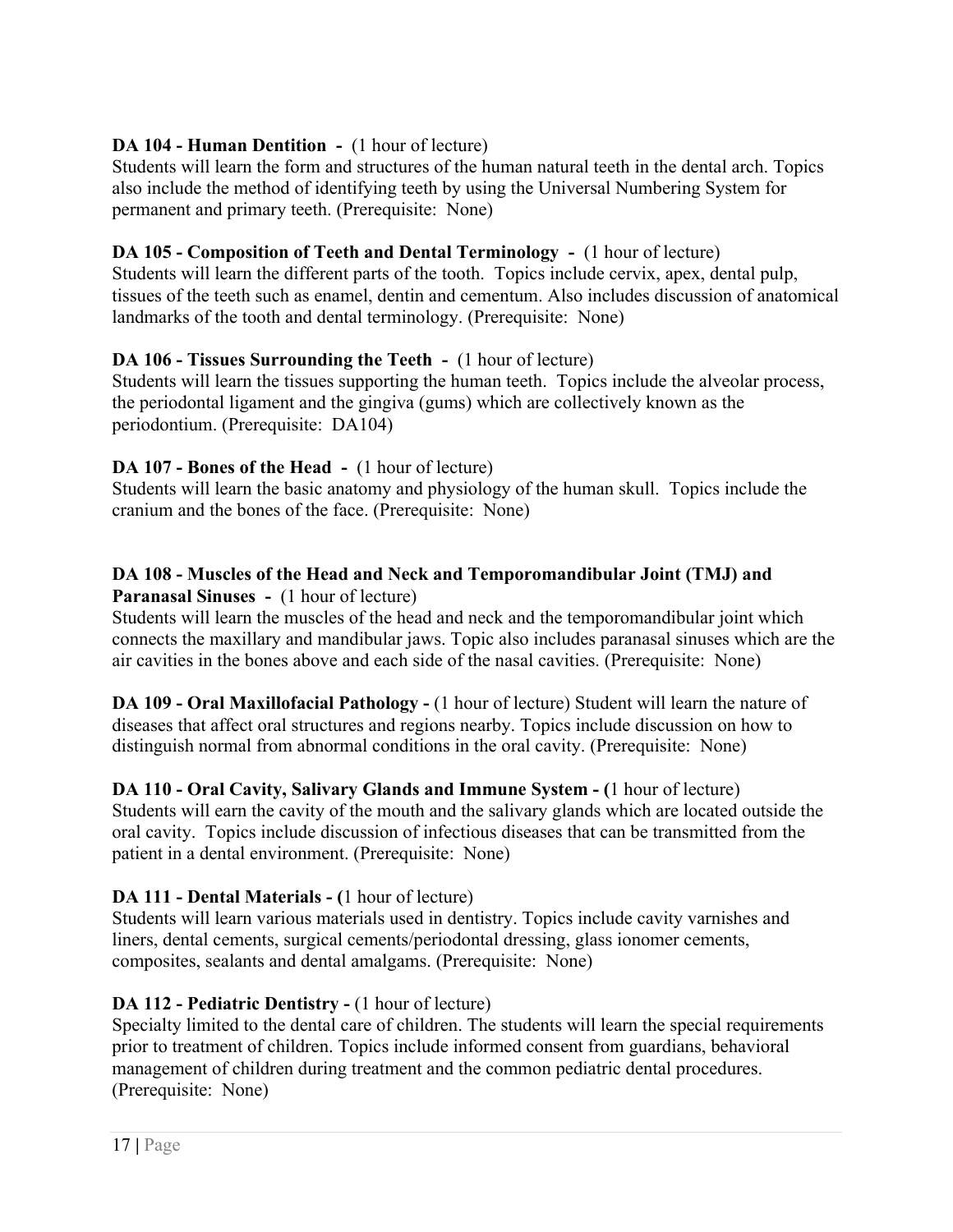**DA 104 - Human Dentition -** (1 hour of lecture)
Students will learn the form and structures of the human natural teeth in the dental arch. Topics also include the method of identifying teeth by using the Universal Numbering System for permanent and primary teeth. (Prerequisite: None)

**DA 105 - Composition of Teeth and Dental Terminology -** (1 hour of lecture)
Students will learn the different parts of the tooth. Topics include cervix, apex, dental pulp, tissues of the teeth such as enamel, dentin and cementum. Also includes discussion of anatomical landmarks of the tooth and dental terminology. (Prerequisite: None)

**DA 106 - Tissues Surrounding the Teeth -** (1 hour of lecture)
Students will learn the tissues supporting the human teeth. Topics include the alveolar process, the periodontal ligament and the gingiva (gums) which are collectively known as the periodontium. (Prerequisite: DA104)

**DA 107 - Bones of the Head -** (1 hour of lecture)
Students will learn the basic anatomy and physiology of the human skull. Topics include the cranium and the bones of the face. (Prerequisite: None)

**DA 108 - Muscles of the Head and Neck and Temporomandibular Joint (TMJ) and Paranasal Sinuses -** (1 hour of lecture)
Students will learn the muscles of the head and neck and the temporomandibular joint which connects the maxillary and mandibular jaws. Topic also includes paranasal sinuses which are the air cavities in the bones above and each side of the nasal cavities. (Prerequisite: None)

**DA 109 - Oral Maxillofacial Pathology -** (1 hour of lecture) Student will learn the nature of diseases that affect oral structures and regions nearby. Topics include discussion on how to distinguish normal from abnormal conditions in the oral cavity. (Prerequisite: None)

**DA 110 - Oral Cavity, Salivary Glands and Immune System - (**1 hour of lecture)
Students will earn the cavity of the mouth and the salivary glands which are located outside the oral cavity. Topics include discussion of infectious diseases that can be transmitted from the patient in a dental environment. (Prerequisite: None)

**DA 111 - Dental Materials - (**1 hour of lecture)
Students will learn various materials used in dentistry. Topics include cavity varnishes and liners, dental cements, surgical cements/periodontal dressing, glass ionomer cements, composites, sealants and dental amalgams. (Prerequisite: None)

**DA 112 - Pediatric Dentistry -** (1 hour of lecture)
Specialty limited to the dental care of children. The students will learn the special requirements prior to treatment of children. Topics include informed consent from guardians, behavioral management of children during treatment and the common pediatric dental procedures. (Prerequisite: None)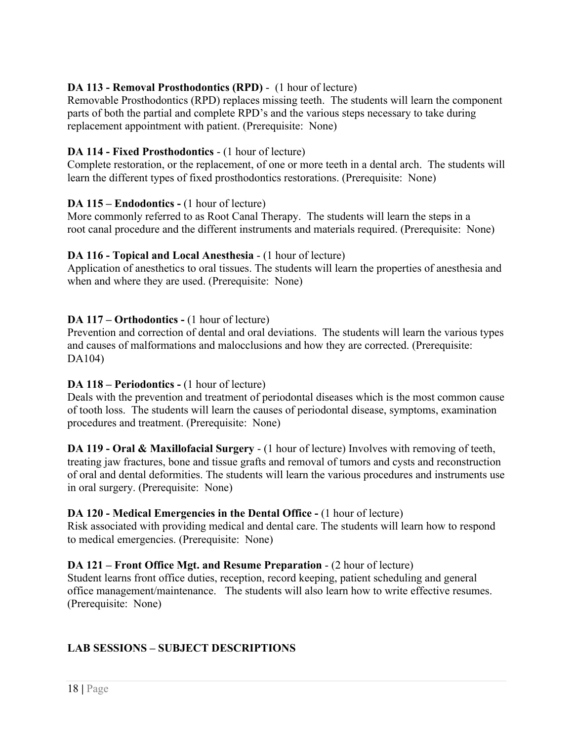**DA 113 - Removal Prosthodontics (RPD)** - (1 hour of lecture)
Removable Prosthodontics (RPD) replaces missing teeth. The students will learn the component parts of both the partial and complete RPD's and the various steps necessary to take during replacement appointment with patient. (Prerequisite: None)

**DA 114 - Fixed Prosthodontics** - (1 hour of lecture)
Complete restoration, or the replacement, of one or more teeth in a dental arch. The students will learn the different types of fixed prosthodontics restorations. (Prerequisite: None)

**DA 115 – Endodontics -** (1 hour of lecture)
More commonly referred to as Root Canal Therapy. The students will learn the steps in a root canal procedure and the different instruments and materials required. (Prerequisite: None)

**DA 116 - Topical and Local Anesthesia** - (1 hour of lecture)
Application of anesthetics to oral tissues. The students will learn the properties of anesthesia and when and where they are used. (Prerequisite: None)

**DA 117 – Orthodontics -** (1 hour of lecture)
Prevention and correction of dental and oral deviations. The students will learn the various types and causes of malformations and malocclusions and how they are corrected. (Prerequisite: DA104)

**DA 118 – Periodontics -** (1 hour of lecture)
Deals with the prevention and treatment of periodontal diseases which is the most common cause of tooth loss. The students will learn the causes of periodontal disease, symptoms, examination procedures and treatment. (Prerequisite: None)

**DA 119 - Oral & Maxillofacial Surgery** - (1 hour of lecture) Involves with removing of teeth, treating jaw fractures, bone and tissue grafts and removal of tumors and cysts and reconstruction of oral and dental deformities. The students will learn the various procedures and instruments use in oral surgery. (Prerequisite: None)

**DA 120 - Medical Emergencies in the Dental Office -** (1 hour of lecture)
Risk associated with providing medical and dental care. The students will learn how to respond to medical emergencies. (Prerequisite: None)

**DA 121 – Front Office Mgt. and Resume Preparation** - (2 hour of lecture)
Student learns front office duties, reception, record keeping, patient scheduling and general office management/maintenance. The students will also learn how to write effective resumes. (Prerequisite: None)

## LAB SESSIONS – SUBJECT DESCRIPTIONS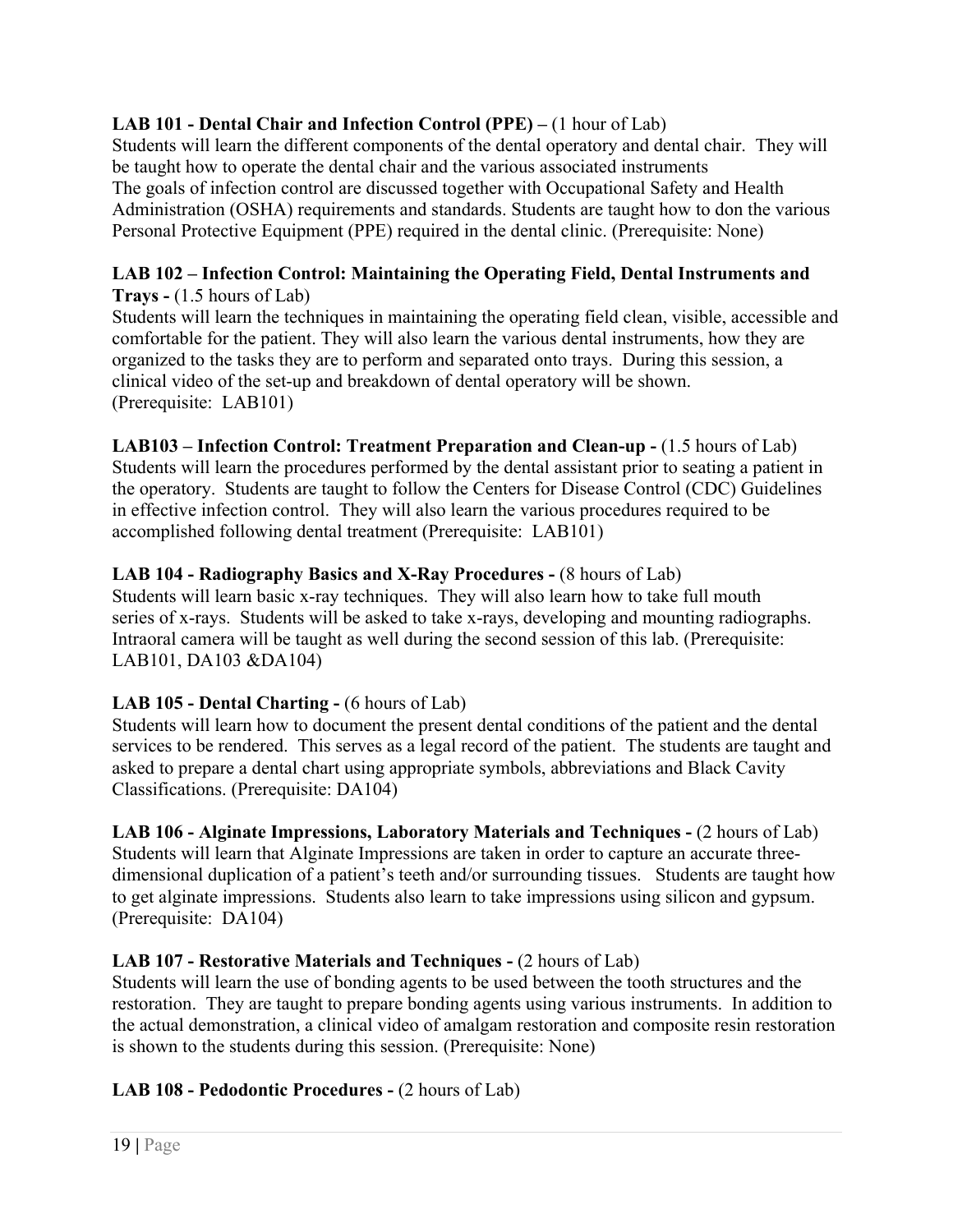**LAB 101 - Dental Chair and Infection Control (PPE) –** (1 hour of Lab)
Students will learn the different components of the dental operatory and dental chair. They will be taught how to operate the dental chair and the various associated instruments
The goals of infection control are discussed together with Occupational Safety and Health Administration (OSHA) requirements and standards. Students are taught how to don the various Personal Protective Equipment (PPE) required in the dental clinic. (Prerequisite: None)

**LAB 102 – Infection Control: Maintaining the Operating Field, Dental Instruments and Trays -** (1.5 hours of Lab)
Students will learn the techniques in maintaining the operating field clean, visible, accessible and comfortable for the patient. They will also learn the various dental instruments, how they are organized to the tasks they are to perform and separated onto trays. During this session, a clinical video of the set-up and breakdown of dental operatory will be shown.
(Prerequisite: LAB101)

**LAB103 – Infection Control: Treatment Preparation and Clean-up -** (1.5 hours of Lab)
Students will learn the procedures performed by the dental assistant prior to seating a patient in the operatory. Students are taught to follow the Centers for Disease Control (CDC) Guidelines in effective infection control. They will also learn the various procedures required to be accomplished following dental treatment (Prerequisite: LAB101)

**LAB 104 - Radiography Basics and X-Ray Procedures -** (8 hours of Lab)
Students will learn basic x-ray techniques. They will also learn how to take full mouth series of x-rays. Students will be asked to take x-rays, developing and mounting radiographs. Intraoral camera will be taught as well during the second session of this lab. (Prerequisite: LAB101, DA103 &DA104)

**LAB 105 - Dental Charting -** (6 hours of Lab)
Students will learn how to document the present dental conditions of the patient and the dental services to be rendered. This serves as a legal record of the patient. The students are taught and asked to prepare a dental chart using appropriate symbols, abbreviations and Black Cavity Classifications. (Prerequisite: DA104)

**LAB 106 - Alginate Impressions, Laboratory Materials and Techniques -** (2 hours of Lab)
Students will learn that Alginate Impressions are taken in order to capture an accurate three-dimensional duplication of a patient's teeth and/or surrounding tissues. Students are taught how to get alginate impressions. Students also learn to take impressions using silicon and gypsum. (Prerequisite: DA104)

**LAB 107 - Restorative Materials and Techniques -** (2 hours of Lab)
Students will learn the use of bonding agents to be used between the tooth structures and the restoration. They are taught to prepare bonding agents using various instruments. In addition to the actual demonstration, a clinical video of amalgam restoration and composite resin restoration is shown to the students during this session. (Prerequisite: None)

**LAB 108 - Pedodontic Procedures -** (2 hours of Lab)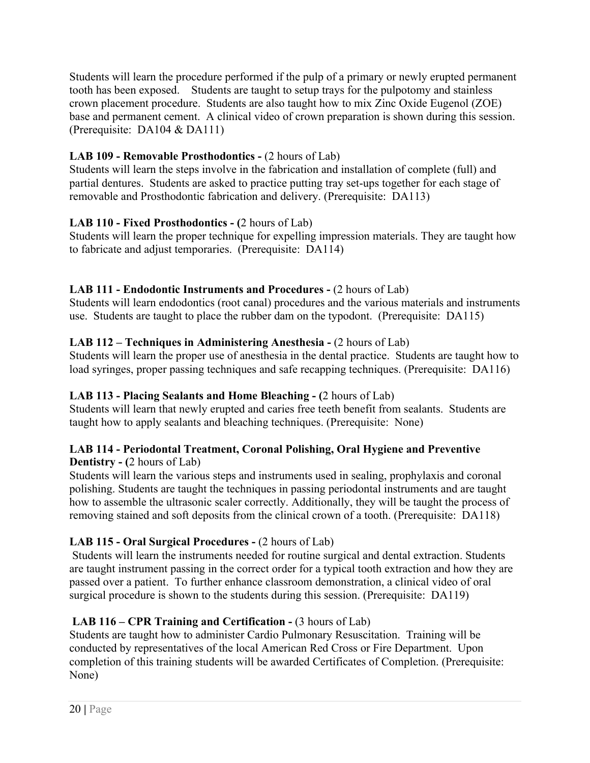Students will learn the procedure performed if the pulp of a primary or newly erupted permanent tooth has been exposed. Students are taught to setup trays for the pulpotomy and stainless crown placement procedure. Students are also taught how to mix Zinc Oxide Eugenol (ZOE) base and permanent cement. A clinical video of crown preparation is shown during this session. (Prerequisite: DA104 & DA111)

**LAB 109 - Removable Prosthodontics -** (2 hours of Lab)
Students will learn the steps involve in the fabrication and installation of complete (full) and partial dentures. Students are asked to practice putting tray set-ups together for each stage of removable and Prosthodontic fabrication and delivery. (Prerequisite: DA113)

**LAB 110 - Fixed Prosthodontics - (**2 hours of Lab)
Students will learn the proper technique for expelling impression materials. They are taught how to fabricate and adjust temporaries. (Prerequisite: DA114)

**LAB 111 - Endodontic Instruments and Procedures -** (2 hours of Lab)
Students will learn endodontics (root canal) procedures and the various materials and instruments use. Students are taught to place the rubber dam on the typodont. (Prerequisite: DA115)

**LAB 112 – Techniques in Administering Anesthesia -** (2 hours of Lab)
Students will learn the proper use of anesthesia in the dental practice. Students are taught how to load syringes, proper passing techniques and safe recapping techniques. (Prerequisite: DA116)

**LAB 113 - Placing Sealants and Home Bleaching - (**2 hours of Lab)
Students will learn that newly erupted and caries free teeth benefit from sealants. Students are taught how to apply sealants and bleaching techniques. (Prerequisite: None)

**LAB 114 - Periodontal Treatment, Coronal Polishing, Oral Hygiene and Preventive Dentistry - (**2 hours of Lab)
Students will learn the various steps and instruments used in sealing, prophylaxis and coronal polishing. Students are taught the techniques in passing periodontal instruments and are taught how to assemble the ultrasonic scaler correctly. Additionally, they will be taught the process of removing stained and soft deposits from the clinical crown of a tooth. (Prerequisite: DA118)

**LAB 115 - Oral Surgical Procedures -** (2 hours of Lab)
Students will learn the instruments needed for routine surgical and dental extraction. Students are taught instrument passing in the correct order for a typical tooth extraction and how they are passed over a patient. To further enhance classroom demonstration, a clinical video of oral surgical procedure is shown to the students during this session. (Prerequisite: DA119)

**LAB 116 – CPR Training and Certification -** (3 hours of Lab)
Students are taught how to administer Cardio Pulmonary Resuscitation. Training will be conducted by representatives of the local American Red Cross or Fire Department. Upon completion of this training students will be awarded Certificates of Completion. (Prerequisite: None)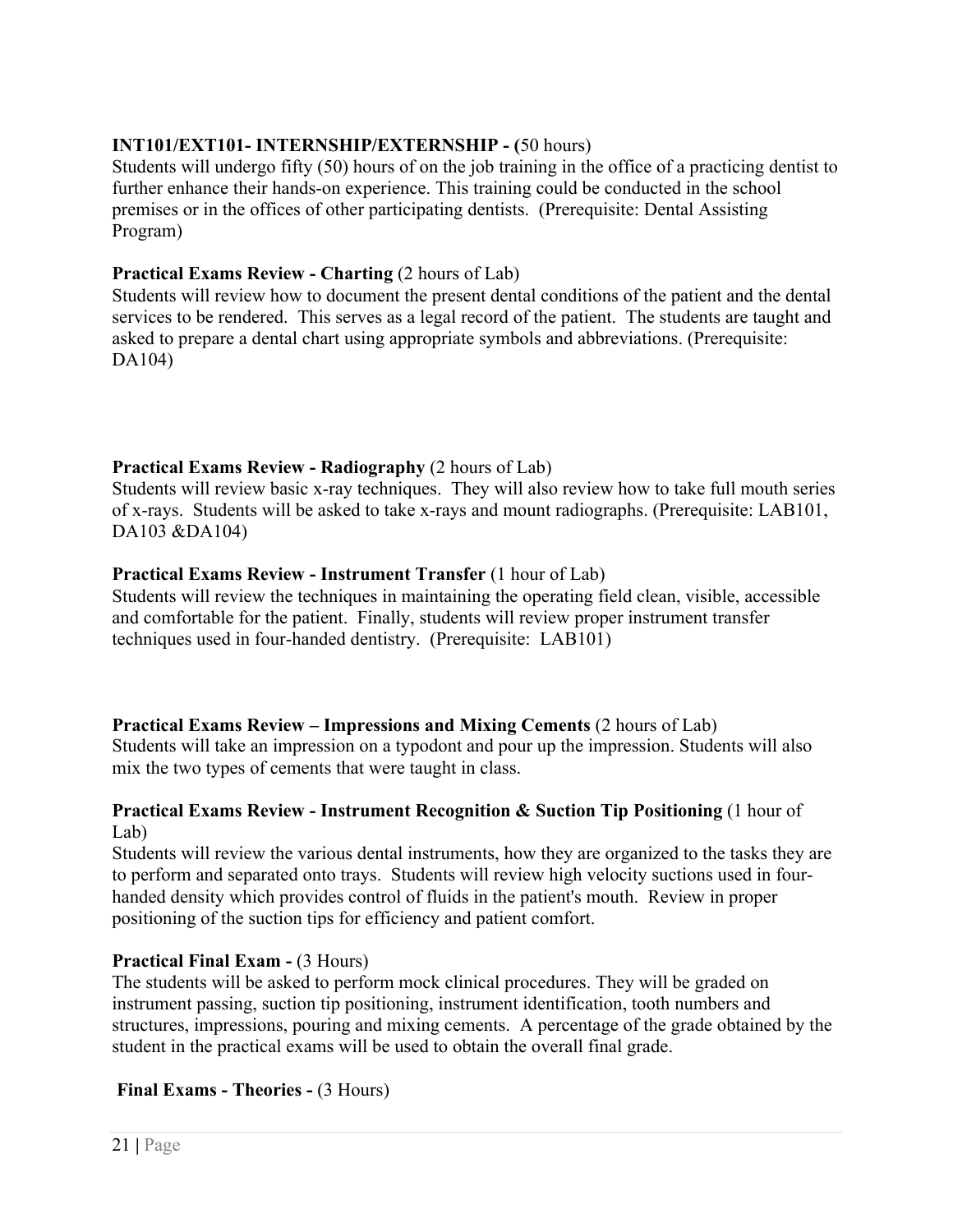**INT101/EXT101- INTERNSHIP/EXTERNSHIP - (**50 hours)
Students will undergo fifty (50) hours of on the job training in the office of a practicing dentist to further enhance their hands-on experience. This training could be conducted in the school premises or in the offices of other participating dentists. (Prerequisite: Dental Assisting Program)

**Practical Exams Review - Charting** (2 hours of Lab)
Students will review how to document the present dental conditions of the patient and the dental services to be rendered. This serves as a legal record of the patient. The students are taught and asked to prepare a dental chart using appropriate symbols and abbreviations. (Prerequisite: DA104)

**Practical Exams Review - Radiography** (2 hours of Lab)
Students will review basic x-ray techniques. They will also review how to take full mouth series of x-rays. Students will be asked to take x-rays and mount radiographs. (Prerequisite: LAB101, DA103 &DA104)

**Practical Exams Review - Instrument Transfer** (1 hour of Lab)
Students will review the techniques in maintaining the operating field clean, visible, accessible and comfortable for the patient. Finally, students will review proper instrument transfer techniques used in four-handed dentistry. (Prerequisite: LAB101)

**Practical Exams Review – Impressions and Mixing Cements** (2 hours of Lab)
Students will take an impression on a typodont and pour up the impression. Students will also mix the two types of cements that were taught in class.

**Practical Exams Review - Instrument Recognition & Suction Tip Positioning** (1 hour of Lab)
Students will review the various dental instruments, how they are organized to the tasks they are to perform and separated onto trays. Students will review high velocity suctions used in four-handed density which provides control of fluids in the patient's mouth. Review in proper positioning of the suction tips for efficiency and patient comfort.

**Practical Final Exam -** (3 Hours)
The students will be asked to perform mock clinical procedures. They will be graded on instrument passing, suction tip positioning, instrument identification, tooth numbers and structures, impressions, pouring and mixing cements. A percentage of the grade obtained by the student in the practical exams will be used to obtain the overall final grade.

**Final Exams - Theories -** (3 Hours)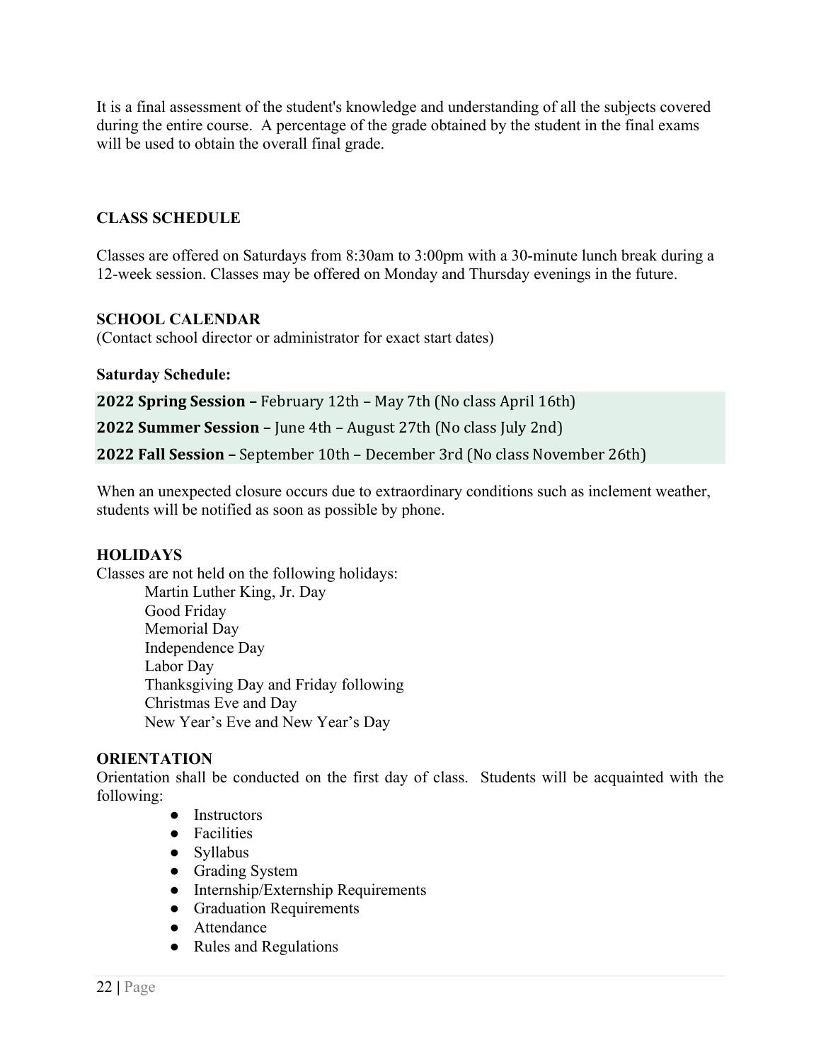It is a final assessment of the student's knowledge and understanding of all the subjects covered during the entire course. A percentage of the grade obtained by the student in the final exams will be used to obtain the overall final grade.

## CLASS SCHEDULE

Classes are offered on Saturdays from 8:30am to 3:00pm with a 30-minute lunch break during a 12-week session. Classes may be offered on Monday and Thursday evenings in the future.

## SCHOOL CALENDAR

(Contact school director or administrator for exact start dates)

**Saturday Schedule:**

**2022 Spring Session –** February 12th – May 7th (No class April 16th)

**2022 Summer Session –** June 4th – August 27th (No class July 2nd)

**2022 Fall Session –** September 10th – December 3rd (No class November 26th)

When an unexpected closure occurs due to extraordinary conditions such as inclement weather, students will be notified as soon as possible by phone.

## HOLIDAYS

Classes are not held on the following holidays:

Martin Luther King, Jr. Day
Good Friday
Memorial Day
Independence Day
Labor Day
Thanksgiving Day and Friday following
Christmas Eve and Day
New Year's Eve and New Year's Day

## ORIENTATION

Orientation shall be conducted on the first day of class. Students will be acquainted with the following:

- Instructors
- Facilities
- Syllabus
- Grading System
- Internship/Externship Requirements
- Graduation Requirements
- Attendance
- Rules and Regulations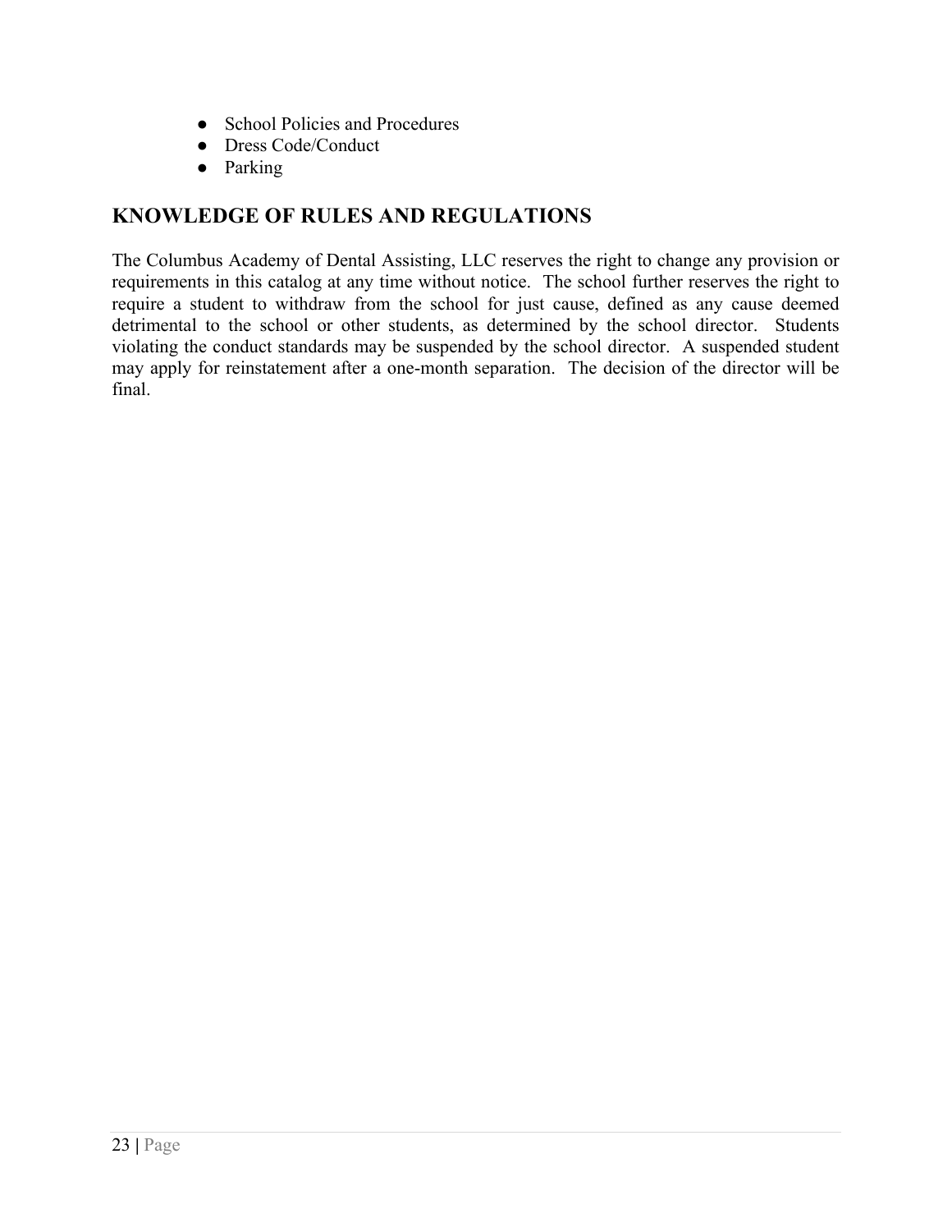- School Policies and Procedures
- Dress Code/Conduct
- Parking

## KNOWLEDGE OF RULES AND REGULATIONS

The Columbus Academy of Dental Assisting, LLC reserves the right to change any provision or requirements in this catalog at any time without notice. The school further reserves the right to require a student to withdraw from the school for just cause, defined as any cause deemed detrimental to the school or other students, as determined by the school director. Students violating the conduct standards may be suspended by the school director. A suspended student may apply for reinstatement after a one-month separation. The decision of the director will be final.